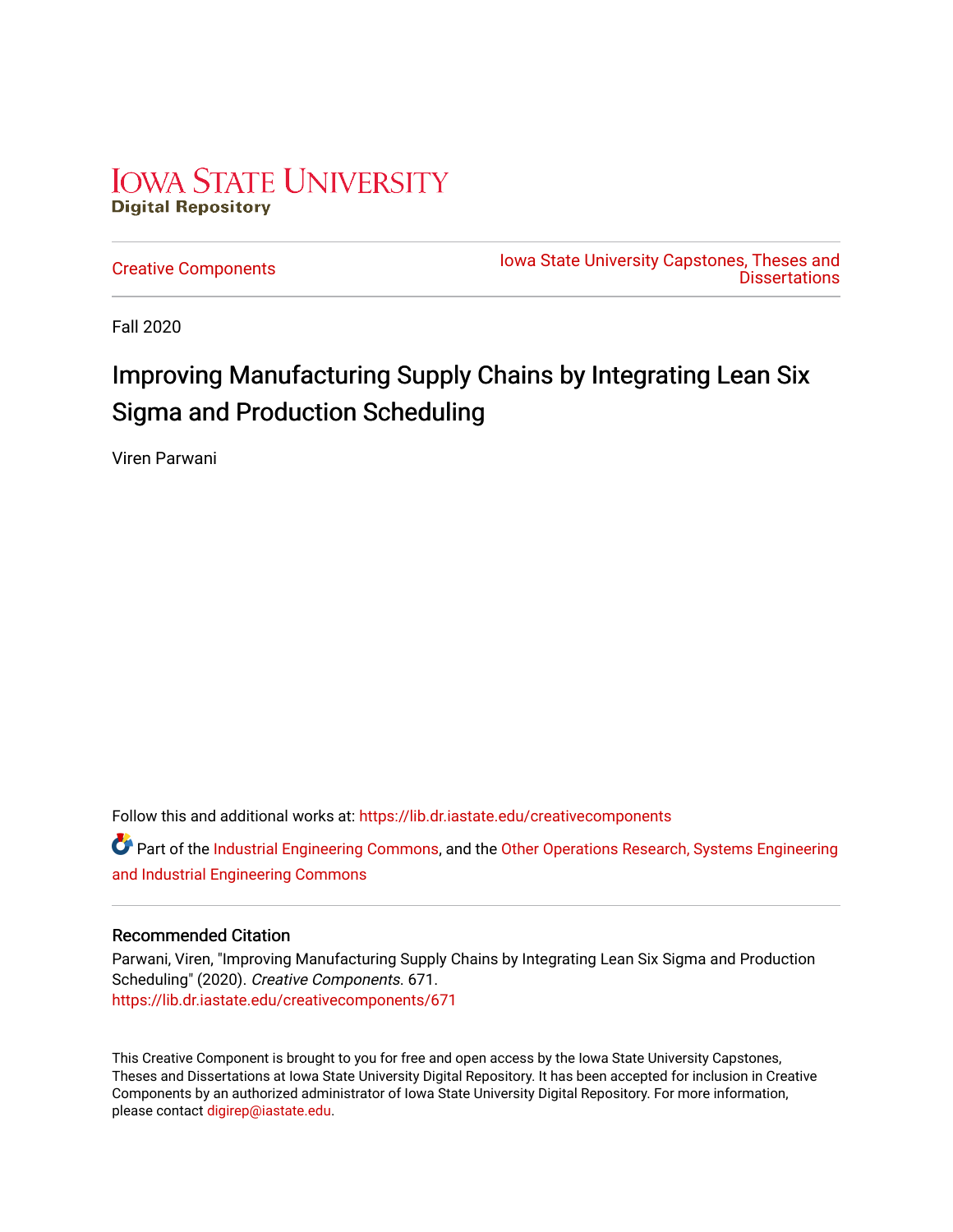Iowa State University
Digital Repository

Creative Components

Iowa State University Capstones, Theses and Dissertations

Fall 2020

# Improving Manufacturing Supply Chains by Integrating Lean Six Sigma and Production Scheduling

Viren Parwani

Follow this and additional works at: https://lib.dr.iastate.edu/creativecomponents

Part of the Industrial Engineering Commons, and the Other Operations Research, Systems Engineering and Industrial Engineering Commons

### Recommended Citation

Parwani, Viren, "Improving Manufacturing Supply Chains by Integrating Lean Six Sigma and Production Scheduling" (2020). *Creative Components*. 671.
https://lib.dr.iastate.edu/creativecomponents/671

This Creative Component is brought to you for free and open access by the Iowa State University Capstones, Theses and Dissertations at Iowa State University Digital Repository. It has been accepted for inclusion in Creative Components by an authorized administrator of Iowa State University Digital Repository. For more information, please contact digirep@iastate.edu.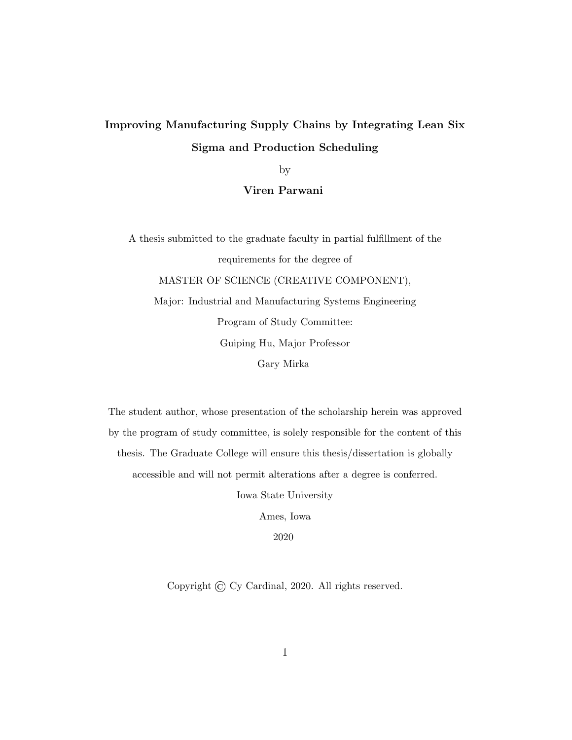**Improving Manufacturing Supply Chains by Integrating Lean Six Sigma and Production Scheduling**

by

**Viren Parwani**

A thesis submitted to the graduate faculty in partial fulfillment of the requirements for the degree of

MASTER OF SCIENCE (CREATIVE COMPONENT),

Major: Industrial and Manufacturing Systems Engineering

Program of Study Committee:

Guiping Hu, Major Professor

Gary Mirka

The student author, whose presentation of the scholarship herein was approved by the program of study committee, is solely responsible for the content of this thesis. The Graduate College will ensure this thesis/dissertation is globally accessible and will not permit alterations after a degree is conferred.

Iowa State University

Ames, Iowa

2020

Copyright © Cy Cardinal, 2020. All rights reserved.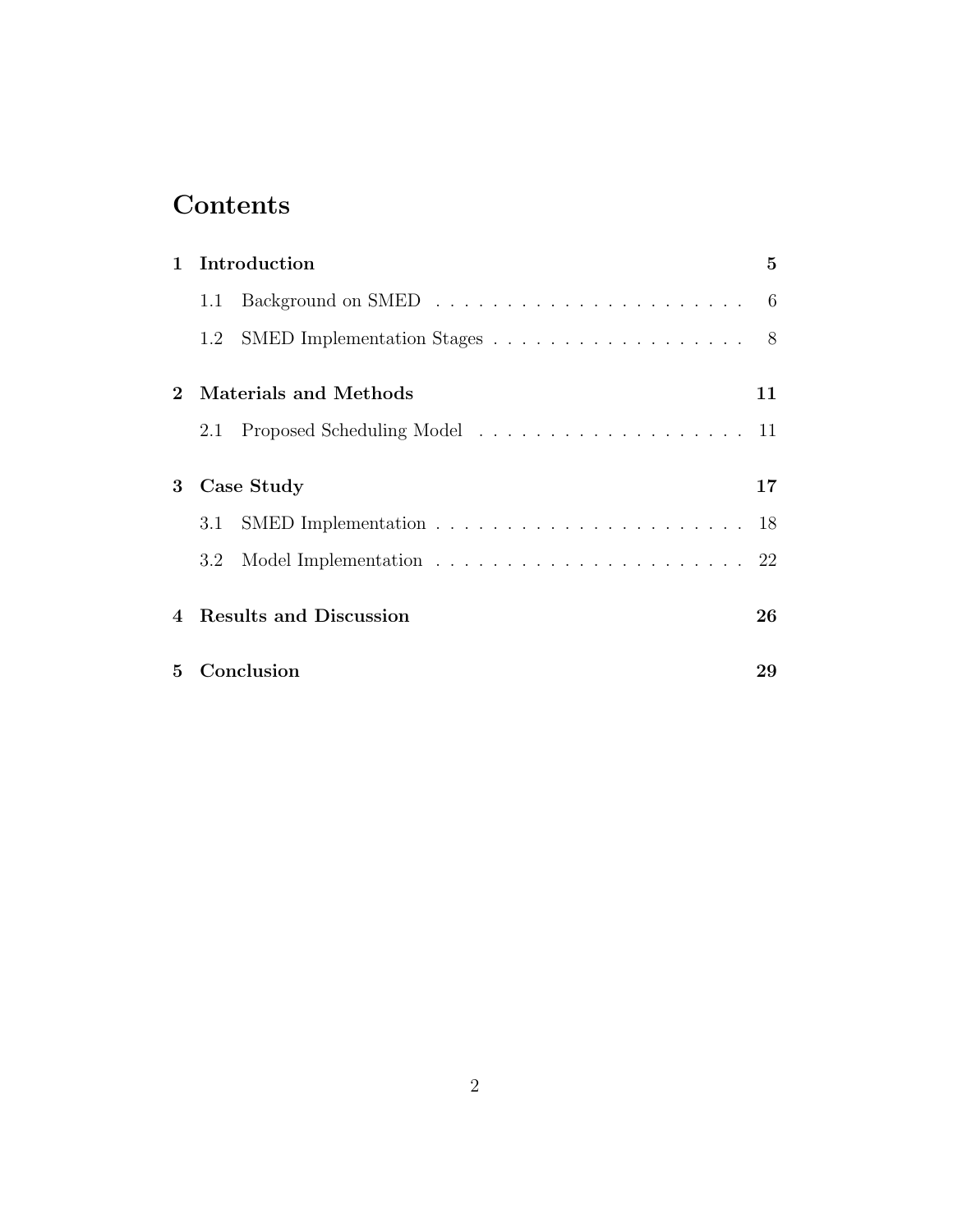# Contents

**1 Introduction** **5**

- 1.1 Background on SMED . . . . . . . . . . . . . . . . . . . . . . 6
- 1.2 SMED Implementation Stages . . . . . . . . . . . . . . . . . . 8

**2 Materials and Methods** **11**

- 2.1 Proposed Scheduling Model . . . . . . . . . . . . . . . . . . . 11

**3 Case Study** **17**

- 3.1 SMED Implementation . . . . . . . . . . . . . . . . . . . . . . 18
- 3.2 Model Implementation . . . . . . . . . . . . . . . . . . . . . . 22

**4 Results and Discussion** **26**

**5 Conclusion** **29**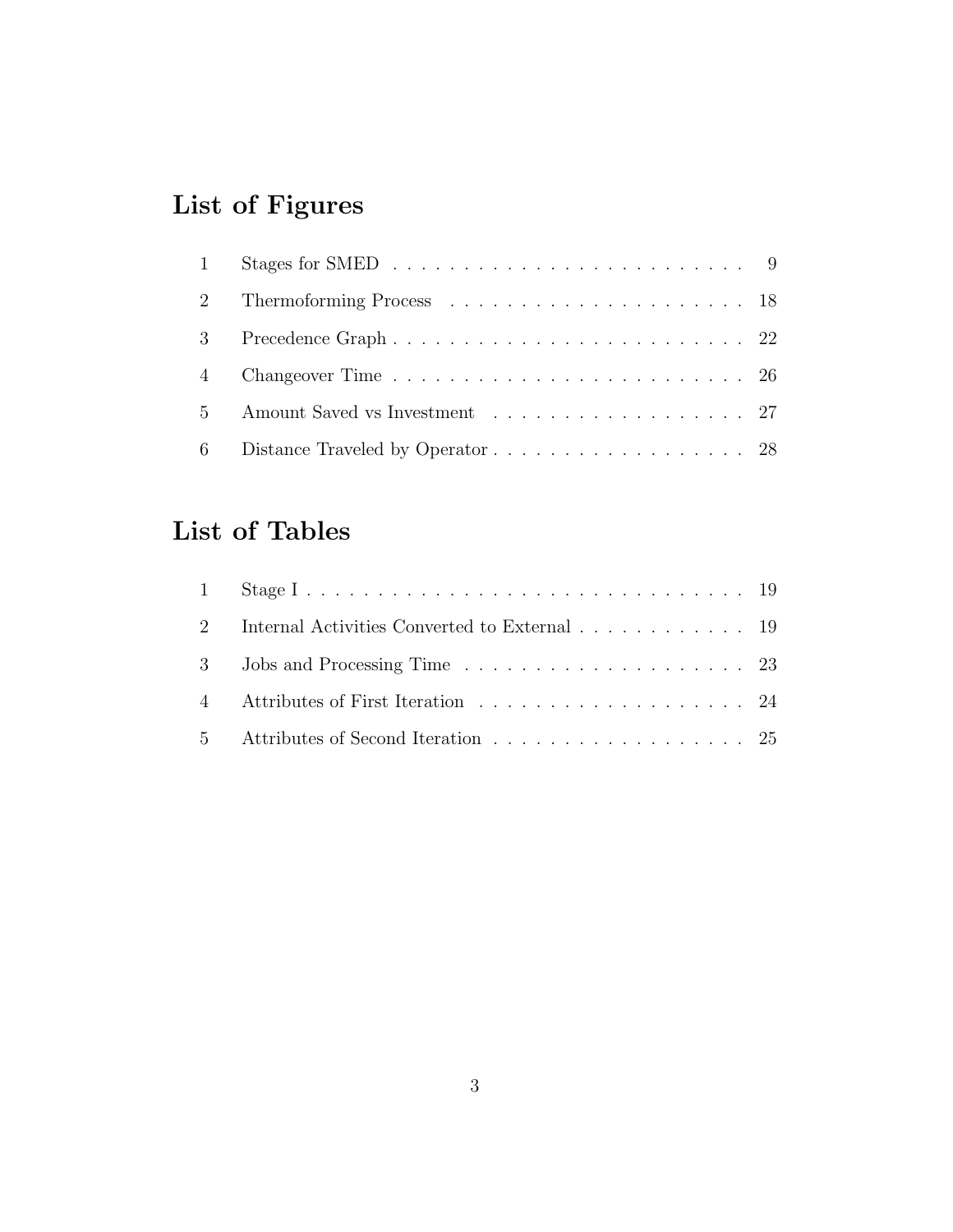# List of Figures

| | | |
|---|---|---|
| 1 | Stages for SMED | 9 |
| 2 | Thermoforming Process | 18 |
| 3 | Precedence Graph | 22 |
| 4 | Changeover Time | 26 |
| 5 | Amount Saved vs Investment | 27 |
| 6 | Distance Traveled by Operator | 28 |

# List of Tables

| | | |
|---|---|---|
| 1 | Stage I | 19 |
| 2 | Internal Activities Converted to External | 19 |
| 3 | Jobs and Processing Time | 23 |
| 4 | Attributes of First Iteration | 24 |
| 5 | Attributes of Second Iteration | 25 |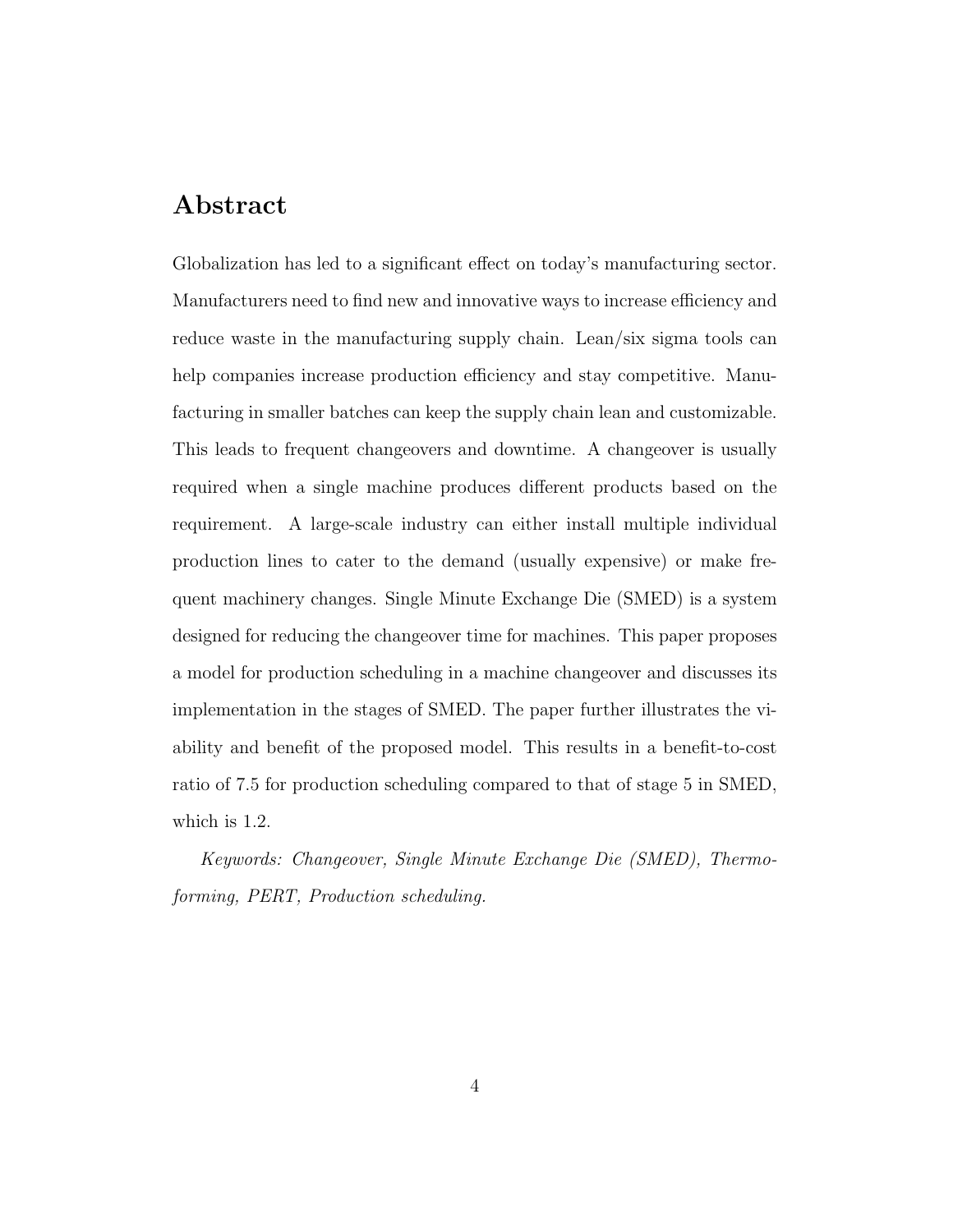## Abstract

Globalization has led to a significant effect on today's manufacturing sector. Manufacturers need to find new and innovative ways to increase efficiency and reduce waste in the manufacturing supply chain. Lean/six sigma tools can help companies increase production efficiency and stay competitive. Manufacturing in smaller batches can keep the supply chain lean and customizable. This leads to frequent changeovers and downtime. A changeover is usually required when a single machine produces different products based on the requirement. A large-scale industry can either install multiple individual production lines to cater to the demand (usually expensive) or make frequent machinery changes. Single Minute Exchange Die (SMED) is a system designed for reducing the changeover time for machines. This paper proposes a model for production scheduling in a machine changeover and discusses its implementation in the stages of SMED. The paper further illustrates the viability and benefit of the proposed model. This results in a benefit-to-cost ratio of 7.5 for production scheduling compared to that of stage 5 in SMED, which is 1.2.

*Keywords: Changeover, Single Minute Exchange Die (SMED), Thermoforming, PERT, Production scheduling.*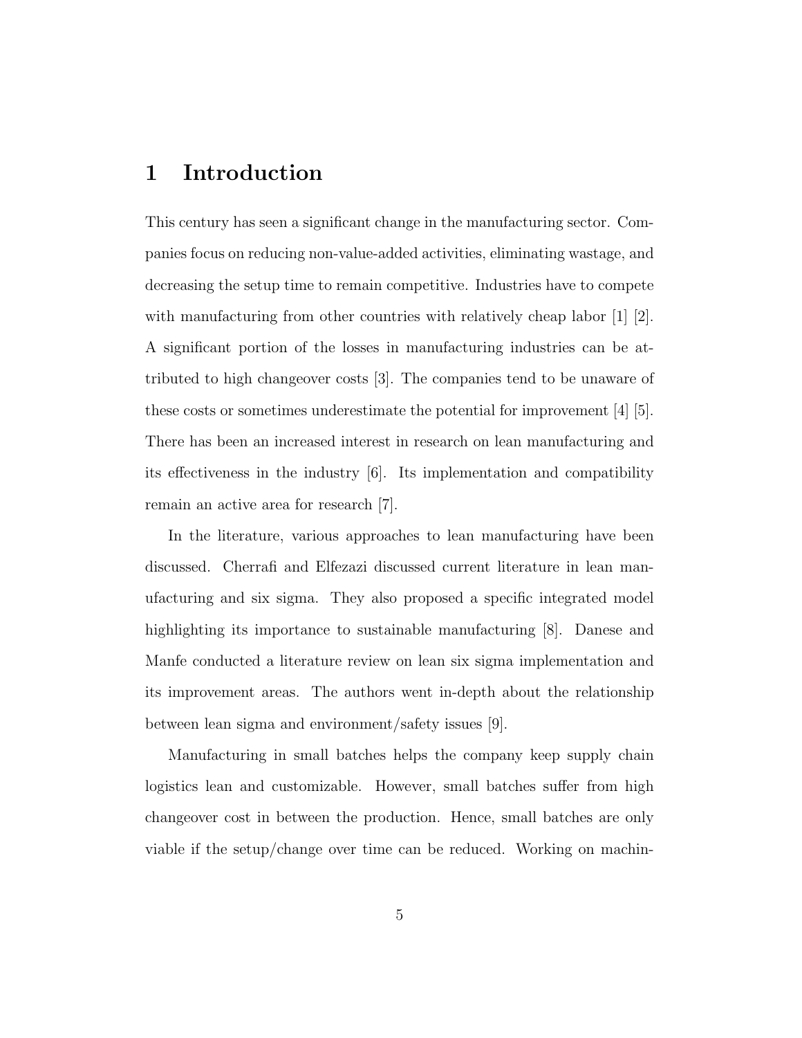# 1 Introduction

This century has seen a significant change in the manufacturing sector. Companies focus on reducing non-value-added activities, eliminating wastage, and decreasing the setup time to remain competitive. Industries have to compete with manufacturing from other countries with relatively cheap labor [1] [2]. A significant portion of the losses in manufacturing industries can be attributed to high changeover costs [3]. The companies tend to be unaware of these costs or sometimes underestimate the potential for improvement [4] [5]. There has been an increased interest in research on lean manufacturing and its effectiveness in the industry [6]. Its implementation and compatibility remain an active area for research [7].

In the literature, various approaches to lean manufacturing have been discussed. Cherrafi and Elfezazi discussed current literature in lean manufacturing and six sigma. They also proposed a specific integrated model highlighting its importance to sustainable manufacturing [8]. Danese and Manfe conducted a literature review on lean six sigma implementation and its improvement areas. The authors went in-depth about the relationship between lean sigma and environment/safety issues [9].

Manufacturing in small batches helps the company keep supply chain logistics lean and customizable. However, small batches suffer from high changeover cost in between the production. Hence, small batches are only viable if the setup/change over time can be reduced. Working on machin-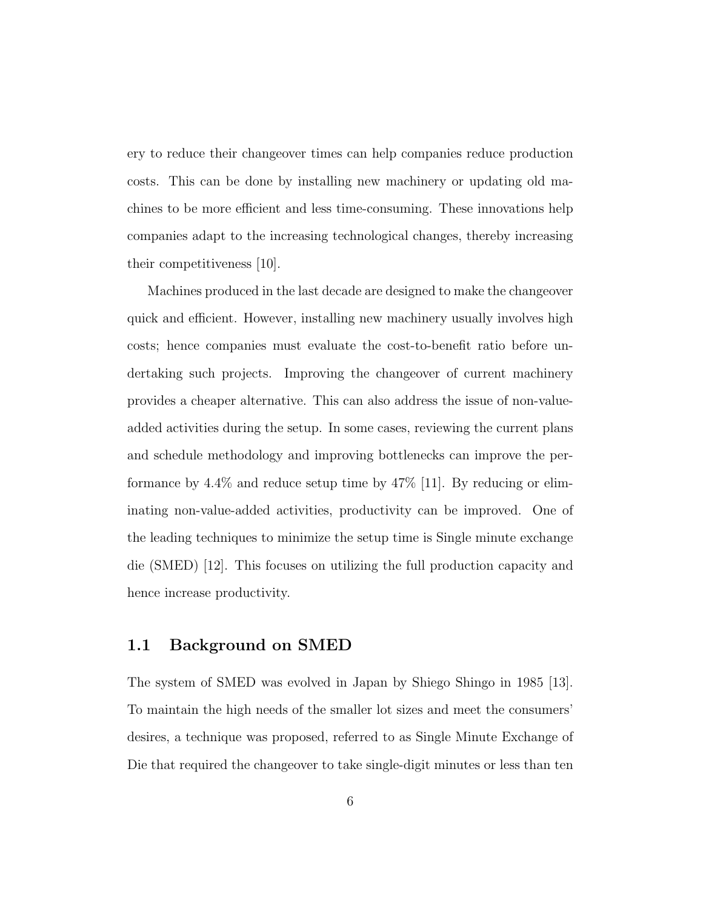ery to reduce their changeover times can help companies reduce production costs. This can be done by installing new machinery or updating old machines to be more efficient and less time-consuming. These innovations help companies adapt to the increasing technological changes, thereby increasing their competitiveness [10].

Machines produced in the last decade are designed to make the changeover quick and efficient. However, installing new machinery usually involves high costs; hence companies must evaluate the cost-to-benefit ratio before undertaking such projects. Improving the changeover of current machinery provides a cheaper alternative. This can also address the issue of non-value-added activities during the setup. In some cases, reviewing the current plans and schedule methodology and improving bottlenecks can improve the performance by 4.4% and reduce setup time by 47% [11]. By reducing or eliminating non-value-added activities, productivity can be improved. One of the leading techniques to minimize the setup time is Single minute exchange die (SMED) [12]. This focuses on utilizing the full production capacity and hence increase productivity.

## 1.1 Background on SMED

The system of SMED was evolved in Japan by Shiego Shingo in 1985 [13]. To maintain the high needs of the smaller lot sizes and meet the consumers' desires, a technique was proposed, referred to as Single Minute Exchange of Die that required the changeover to take single-digit minutes or less than ten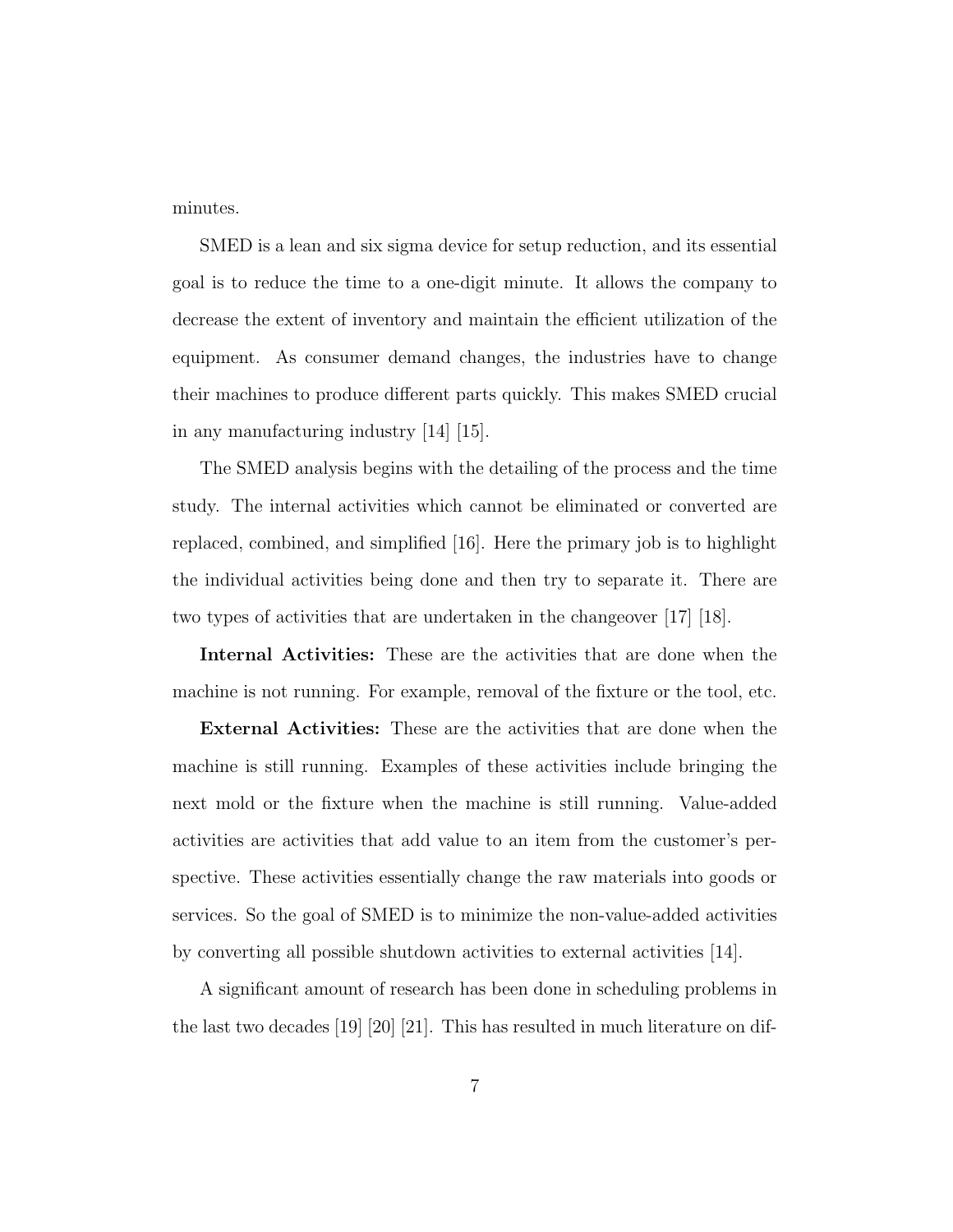minutes.

SMED is a lean and six sigma device for setup reduction, and its essential goal is to reduce the time to a one-digit minute. It allows the company to decrease the extent of inventory and maintain the efficient utilization of the equipment. As consumer demand changes, the industries have to change their machines to produce different parts quickly. This makes SMED crucial in any manufacturing industry [14] [15].

The SMED analysis begins with the detailing of the process and the time study. The internal activities which cannot be eliminated or converted are replaced, combined, and simplified [16]. Here the primary job is to highlight the individual activities being done and then try to separate it. There are two types of activities that are undertaken in the changeover [17] [18].

**Internal Activities:** These are the activities that are done when the machine is not running. For example, removal of the fixture or the tool, etc.

**External Activities:** These are the activities that are done when the machine is still running. Examples of these activities include bringing the next mold or the fixture when the machine is still running. Value-added activities are activities that add value to an item from the customer's perspective. These activities essentially change the raw materials into goods or services. So the goal of SMED is to minimize the non-value-added activities by converting all possible shutdown activities to external activities [14].

A significant amount of research has been done in scheduling problems in the last two decades [19] [20] [21]. This has resulted in much literature on dif-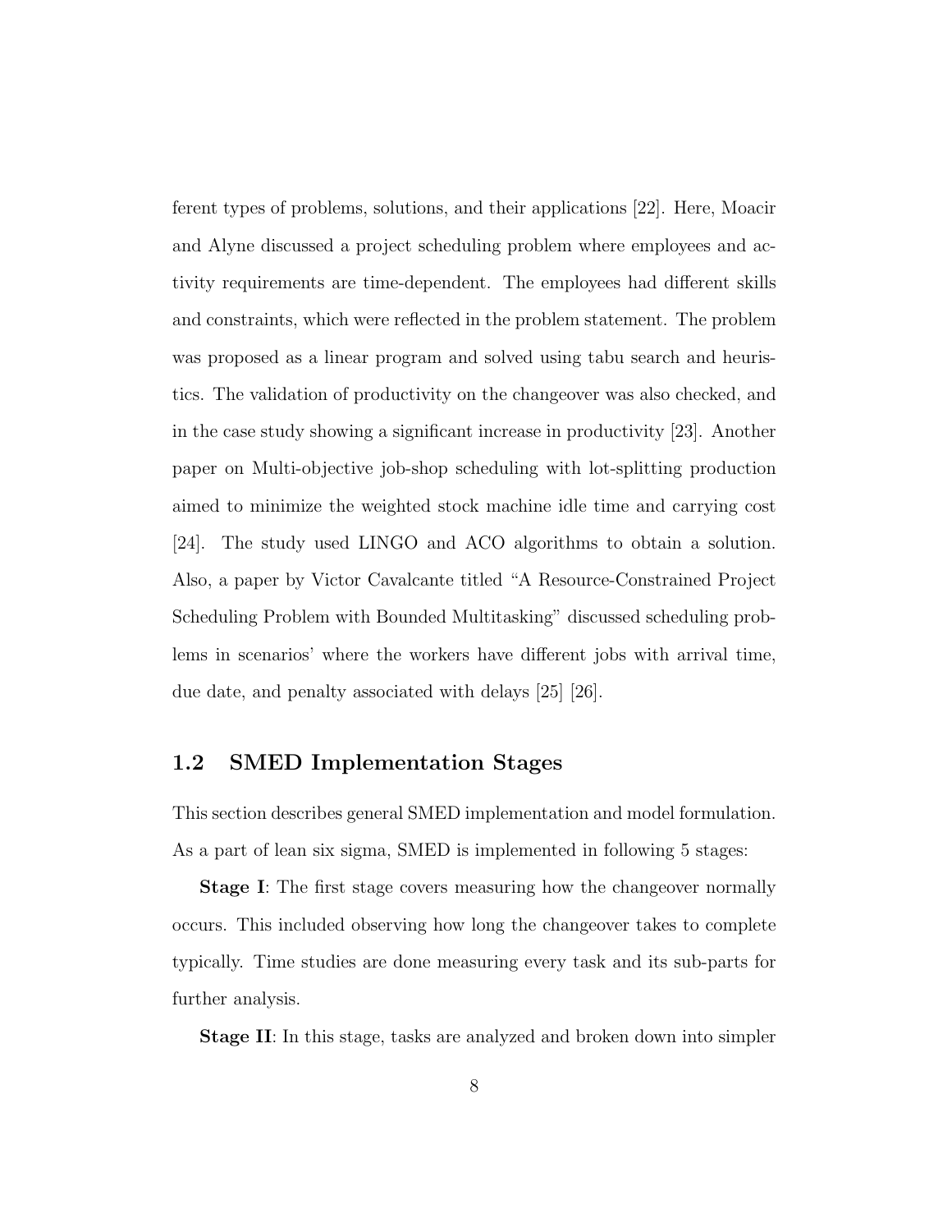ferent types of problems, solutions, and their applications [22]. Here, Moacir and Alyne discussed a project scheduling problem where employees and activity requirements are time-dependent. The employees had different skills and constraints, which were reflected in the problem statement. The problem was proposed as a linear program and solved using tabu search and heuristics. The validation of productivity on the changeover was also checked, and in the case study showing a significant increase in productivity [23]. Another paper on Multi-objective job-shop scheduling with lot-splitting production aimed to minimize the weighted stock machine idle time and carrying cost [24]. The study used LINGO and ACO algorithms to obtain a solution. Also, a paper by Victor Cavalcante titled "A Resource-Constrained Project Scheduling Problem with Bounded Multitasking" discussed scheduling problems in scenarios' where the workers have different jobs with arrival time, due date, and penalty associated with delays [25] [26].

## 1.2 SMED Implementation Stages

This section describes general SMED implementation and model formulation. As a part of lean six sigma, SMED is implemented in following 5 stages:

**Stage I**: The first stage covers measuring how the changeover normally occurs. This included observing how long the changeover takes to complete typically. Time studies are done measuring every task and its sub-parts for further analysis.

**Stage II**: In this stage, tasks are analyzed and broken down into simpler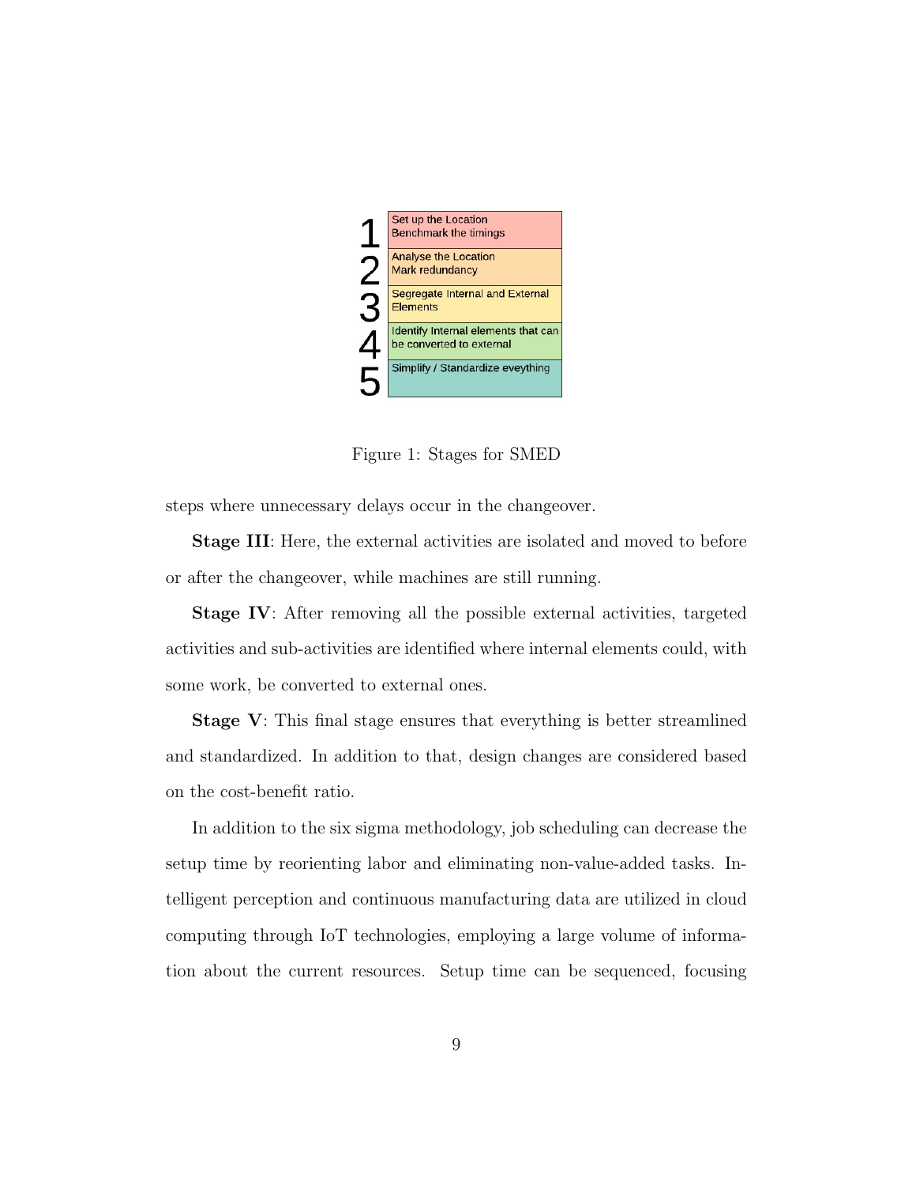| | |
|---|---|
| 1 | Set up the Location<br>Benchmark the timings |
| 2 | Analyse the Location<br>Mark redundancy |
| 3 | Segregate Internal and External Elements |
| 4 | Identify Internal elements that can be converted to external |
| 5 | Simplify / Standardize eveything |

Figure 1: Stages for SMED

steps where unnecessary delays occur in the changeover.

**Stage III**: Here, the external activities are isolated and moved to before or after the changeover, while machines are still running.

**Stage IV**: After removing all the possible external activities, targeted activities and sub-activities are identified where internal elements could, with some work, be converted to external ones.

**Stage V**: This final stage ensures that everything is better streamlined and standardized. In addition to that, design changes are considered based on the cost-benefit ratio.

In addition to the six sigma methodology, job scheduling can decrease the setup time by reorienting labor and eliminating non-value-added tasks. Intelligent perception and continuous manufacturing data are utilized in cloud computing through IoT technologies, employing a large volume of information about the current resources. Setup time can be sequenced, focusing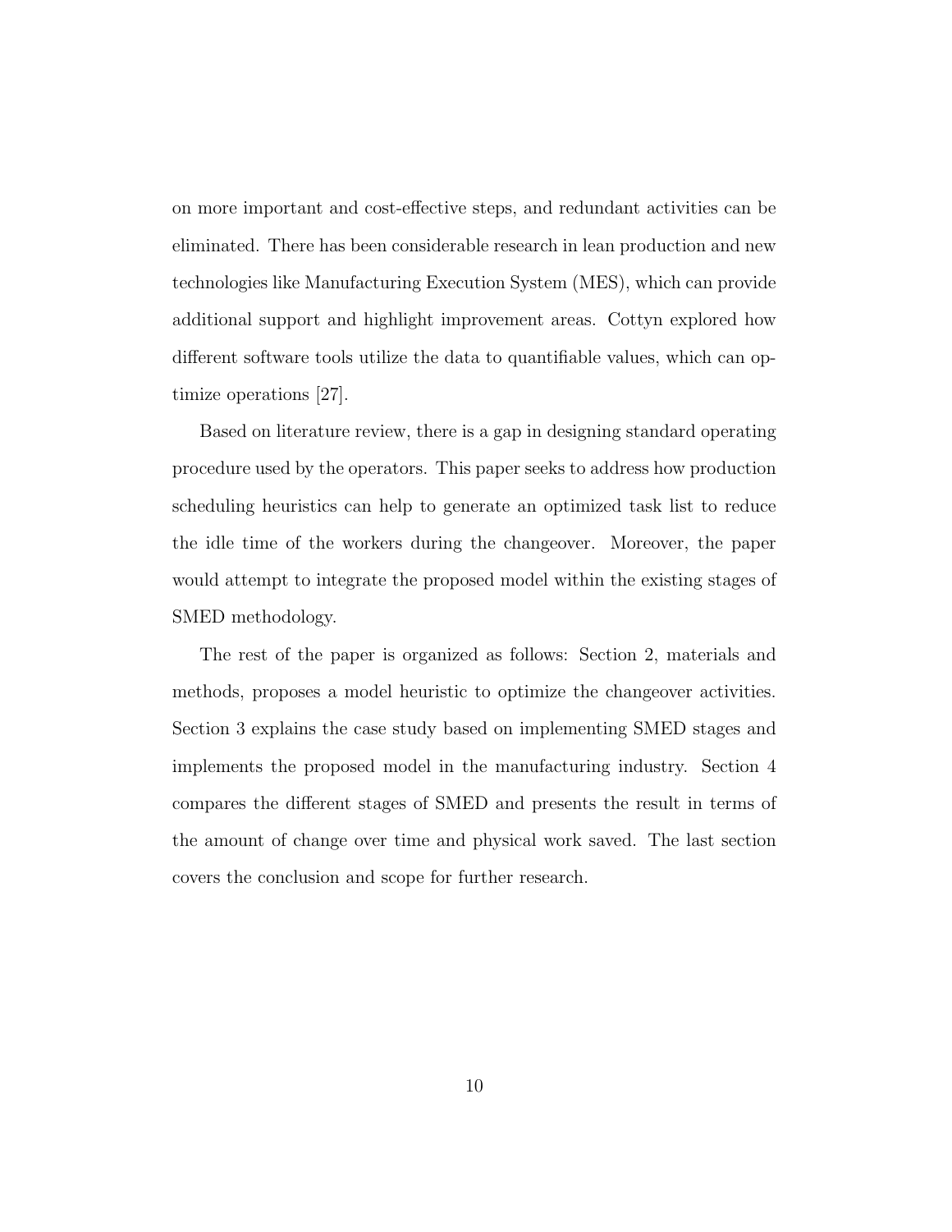on more important and cost-effective steps, and redundant activities can be eliminated. There has been considerable research in lean production and new technologies like Manufacturing Execution System (MES), which can provide additional support and highlight improvement areas. Cottyn explored how different software tools utilize the data to quantifiable values, which can optimize operations [27].

Based on literature review, there is a gap in designing standard operating procedure used by the operators. This paper seeks to address how production scheduling heuristics can help to generate an optimized task list to reduce the idle time of the workers during the changeover. Moreover, the paper would attempt to integrate the proposed model within the existing stages of SMED methodology.

The rest of the paper is organized as follows: Section 2, materials and methods, proposes a model heuristic to optimize the changeover activities. Section 3 explains the case study based on implementing SMED stages and implements the proposed model in the manufacturing industry. Section 4 compares the different stages of SMED and presents the result in terms of the amount of change over time and physical work saved. The last section covers the conclusion and scope for further research.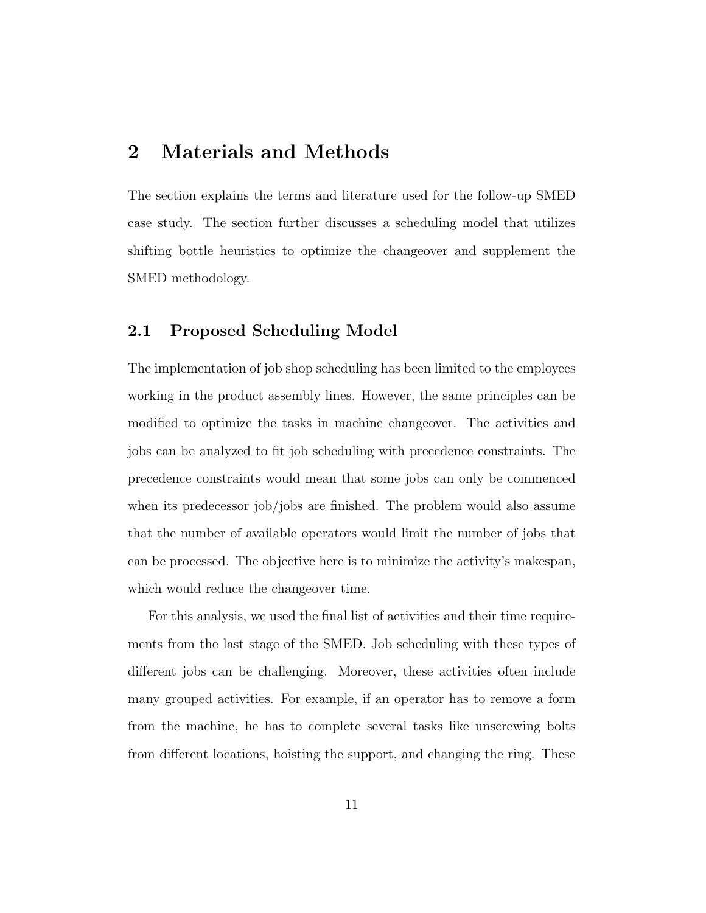# 2 Materials and Methods

The section explains the terms and literature used for the follow-up SMED case study. The section further discusses a scheduling model that utilizes shifting bottle heuristics to optimize the changeover and supplement the SMED methodology.

## 2.1 Proposed Scheduling Model

The implementation of job shop scheduling has been limited to the employees working in the product assembly lines. However, the same principles can be modified to optimize the tasks in machine changeover. The activities and jobs can be analyzed to fit job scheduling with precedence constraints. The precedence constraints would mean that some jobs can only be commenced when its predecessor job/jobs are finished. The problem would also assume that the number of available operators would limit the number of jobs that can be processed. The objective here is to minimize the activity's makespan, which would reduce the changeover time.

For this analysis, we used the final list of activities and their time requirements from the last stage of the SMED. Job scheduling with these types of different jobs can be challenging. Moreover, these activities often include many grouped activities. For example, if an operator has to remove a form from the machine, he has to complete several tasks like unscrewing bolts from different locations, hoisting the support, and changing the ring. These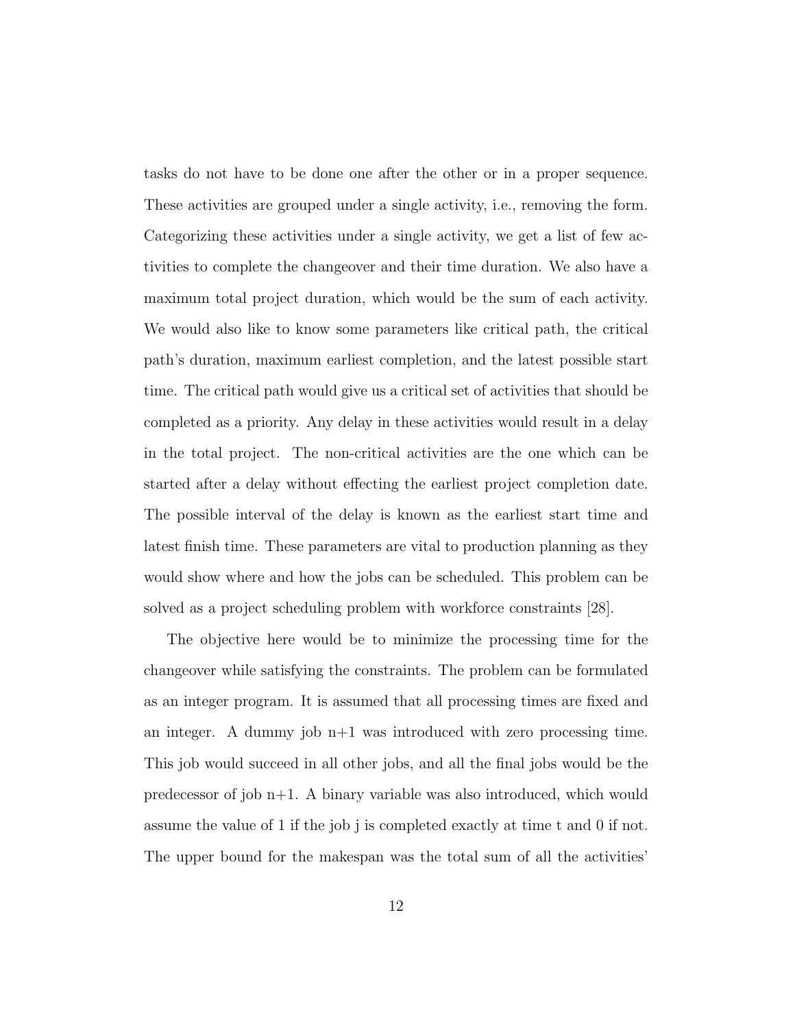tasks do not have to be done one after the other or in a proper sequence. These activities are grouped under a single activity, i.e., removing the form. Categorizing these activities under a single activity, we get a list of few activities to complete the changeover and their time duration. We also have a maximum total project duration, which would be the sum of each activity. We would also like to know some parameters like critical path, the critical path's duration, maximum earliest completion, and the latest possible start time. The critical path would give us a critical set of activities that should be completed as a priority. Any delay in these activities would result in a delay in the total project. The non-critical activities are the one which can be started after a delay without effecting the earliest project completion date. The possible interval of the delay is known as the earliest start time and latest finish time. These parameters are vital to production planning as they would show where and how the jobs can be scheduled. This problem can be solved as a project scheduling problem with workforce constraints [28].

The objective here would be to minimize the processing time for the changeover while satisfying the constraints. The problem can be formulated as an integer program. It is assumed that all processing times are fixed and an integer. A dummy job n+1 was introduced with zero processing time. This job would succeed in all other jobs, and all the final jobs would be the predecessor of job n+1. A binary variable was also introduced, which would assume the value of 1 if the job j is completed exactly at time t and 0 if not. The upper bound for the makespan was the total sum of all the activities'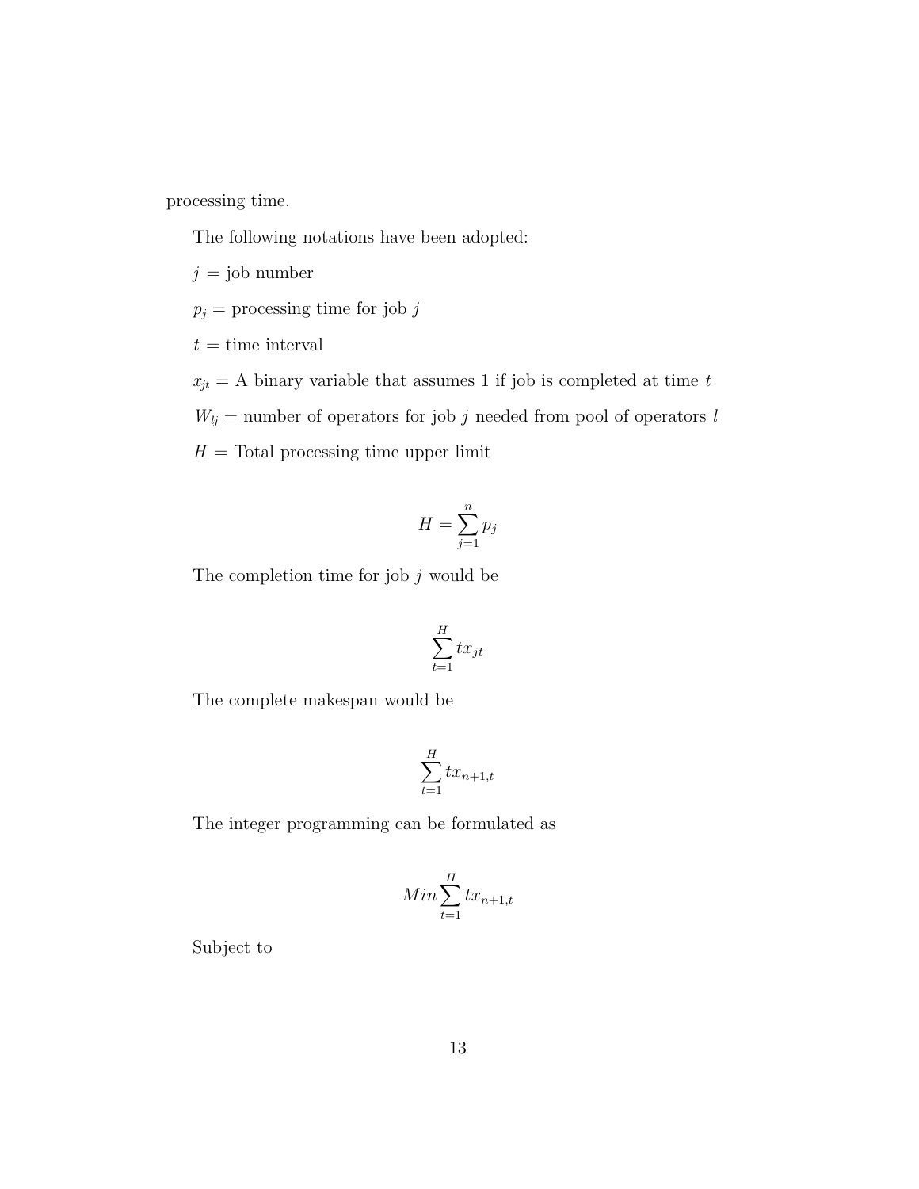processing time.

The following notations have been adopted:

$j$ = job number

$p_j$ = processing time for job $j$

$t$ = time interval

$x_{jt}$ = A binary variable that assumes 1 if job is completed at time $t$

$W_{lj}$ = number of operators for job $j$ needed from pool of operators $l$

$H$ = Total processing time upper limit

$$H = \sum_{j=1}^{n} p_j$$

The completion time for job $j$ would be

$$\sum_{t=1}^{H} t x_{jt}$$

The complete makespan would be

$$\sum_{t=1}^{H} t x_{n+1,t}$$

The integer programming can be formulated as

$$Min \sum_{t=1}^{H} t x_{n+1,t}$$

Subject to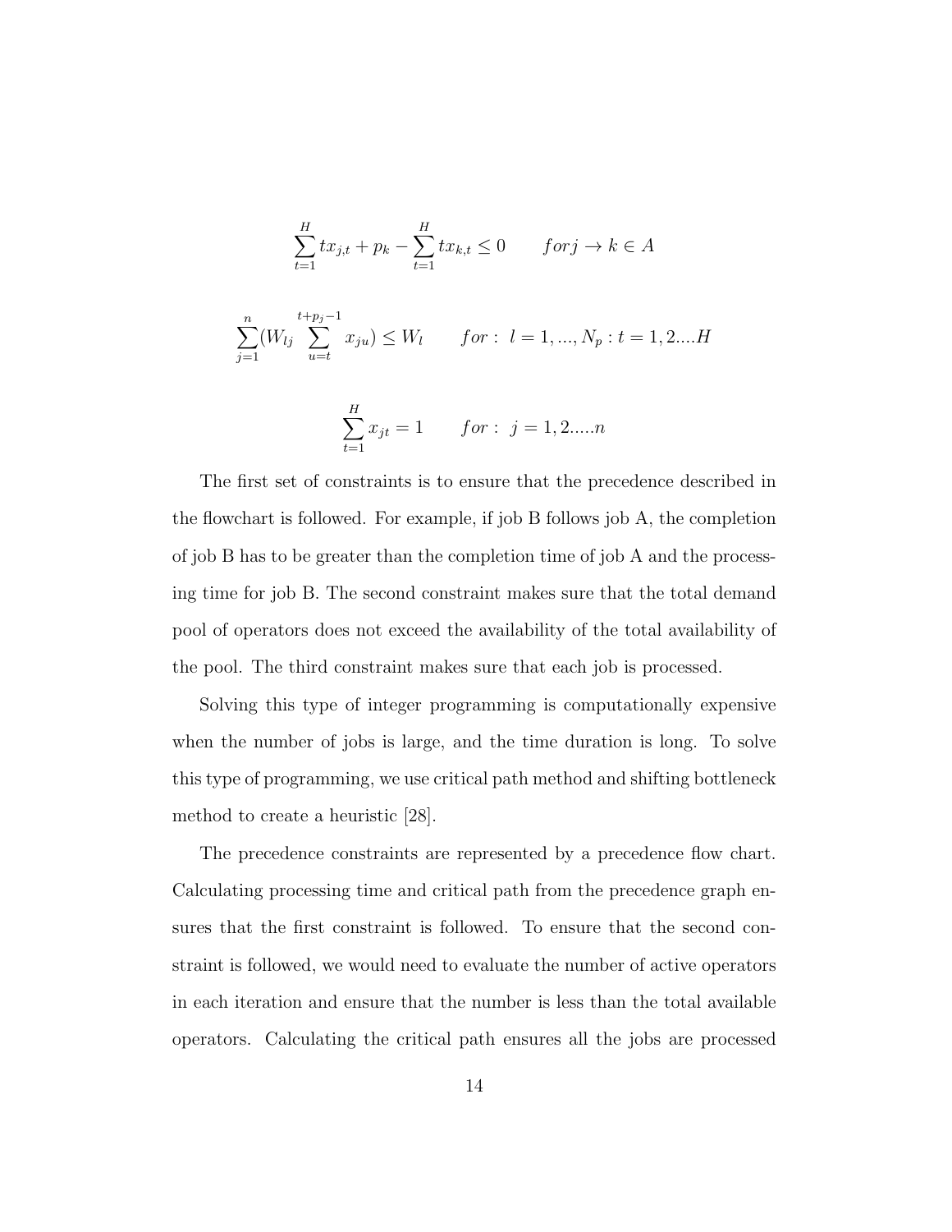$$\sum_{t=1}^{H} t x_{j,t} + p_k - \sum_{t=1}^{H} t x_{k,t} \leq 0 \qquad for j \rightarrow k \in A$$

$$\sum_{j=1}^{n} (W_{lj} \sum_{u=t}^{t+p_j-1} x_{ju}) \leq W_l \qquad for: \ l = 1, ..., N_p : t = 1, 2....H$$

$$\sum_{t=1}^{H} x_{jt} = 1 \qquad for: \ j = 1, 2.....n$$

The first set of constraints is to ensure that the precedence described in the flowchart is followed. For example, if job B follows job A, the completion of job B has to be greater than the completion time of job A and the processing time for job B. The second constraint makes sure that the total demand pool of operators does not exceed the availability of the total availability of the pool. The third constraint makes sure that each job is processed.

Solving this type of integer programming is computationally expensive when the number of jobs is large, and the time duration is long. To solve this type of programming, we use critical path method and shifting bottleneck method to create a heuristic [28].

The precedence constraints are represented by a precedence flow chart. Calculating processing time and critical path from the precedence graph ensures that the first constraint is followed. To ensure that the second constraint is followed, we would need to evaluate the number of active operators in each iteration and ensure that the number is less than the total available operators. Calculating the critical path ensures all the jobs are processed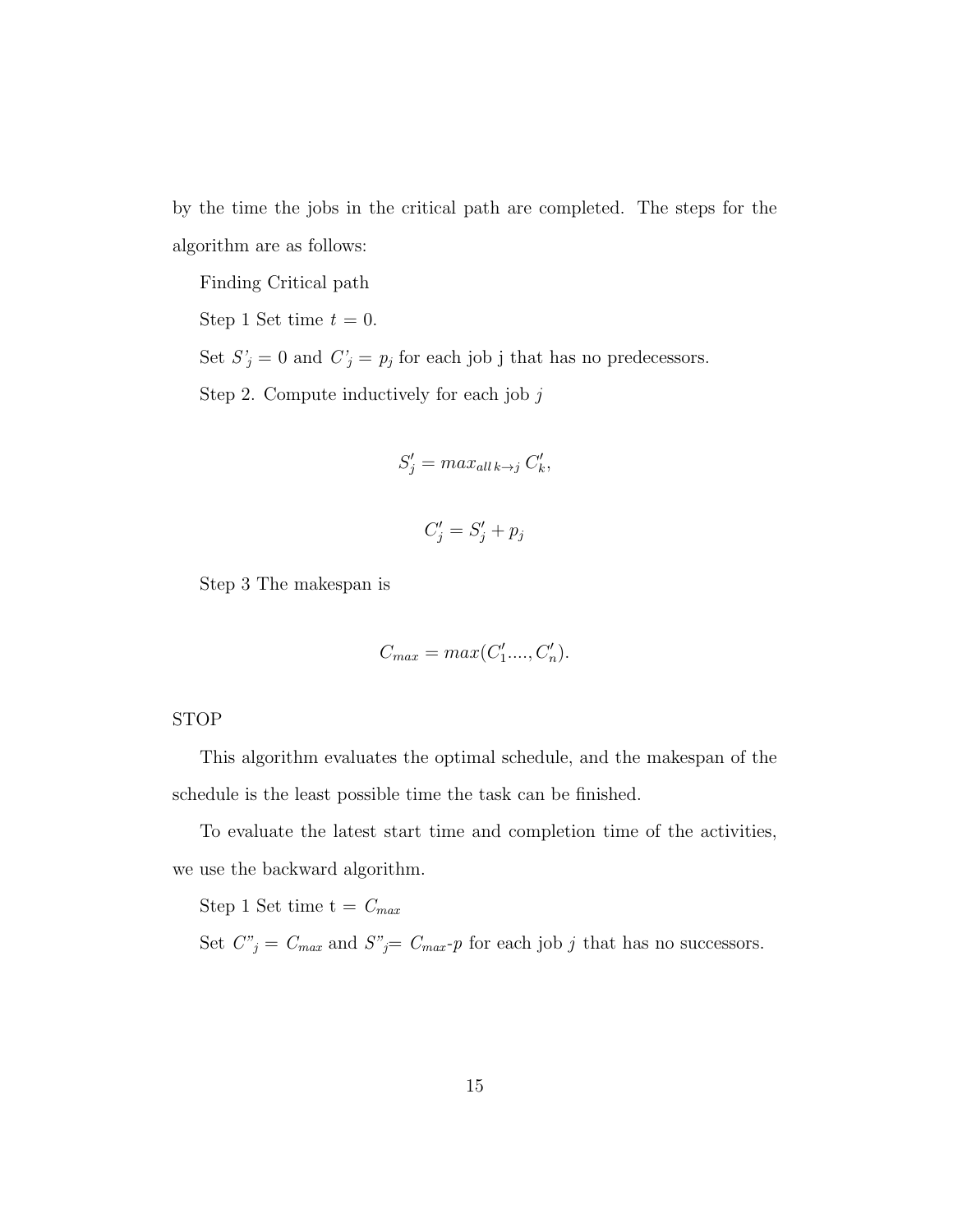by the time the jobs in the critical path are completed. The steps for the algorithm are as follows:

Finding Critical path

Step 1 Set time $t = 0$.

Set $S'_j = 0$ and $C'_j = p_j$ for each job j that has no predecessors.

Step 2. Compute inductively for each job $j$

$$S'_j = max_{all\, k \to j}\, C'_k,$$

$$C'_j = S'_j + p_j$$

Step 3 The makespan is

$$C_{max} = max(C'_1...., C'_n).$$

STOP

This algorithm evaluates the optimal schedule, and the makespan of the schedule is the least possible time the task can be finished.

To evaluate the latest start time and completion time of the activities, we use the backward algorithm.

Step 1 Set time t = $C_{max}$

Set $C''_j = C_{max}$ and $S''_j = C_{max}$-$p$ for each job $j$ that has no successors.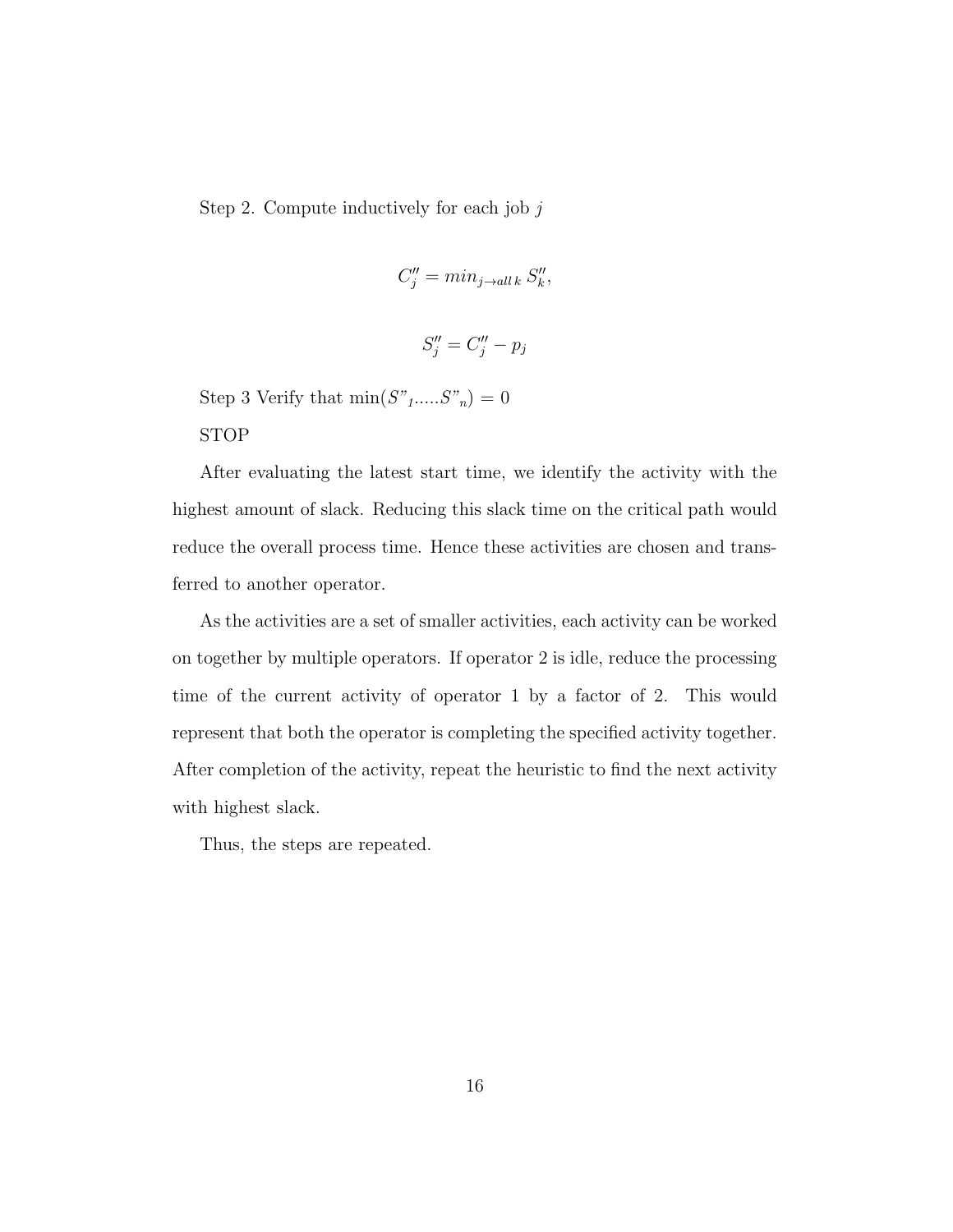Step 2. Compute inductively for each job $j$

$$C''_j = min_{j \to all\, k}\, S''_k,$$

$$S''_j = C''_j - p_j$$

Step 3 Verify that $\min(S"_1.....S"_n) = 0$

STOP

After evaluating the latest start time, we identify the activity with the highest amount of slack. Reducing this slack time on the critical path would reduce the overall process time. Hence these activities are chosen and transferred to another operator.

As the activities are a set of smaller activities, each activity can be worked on together by multiple operators. If operator 2 is idle, reduce the processing time of the current activity of operator 1 by a factor of 2. This would represent that both the operator is completing the specified activity together. After completion of the activity, repeat the heuristic to find the next activity with highest slack.

Thus, the steps are repeated.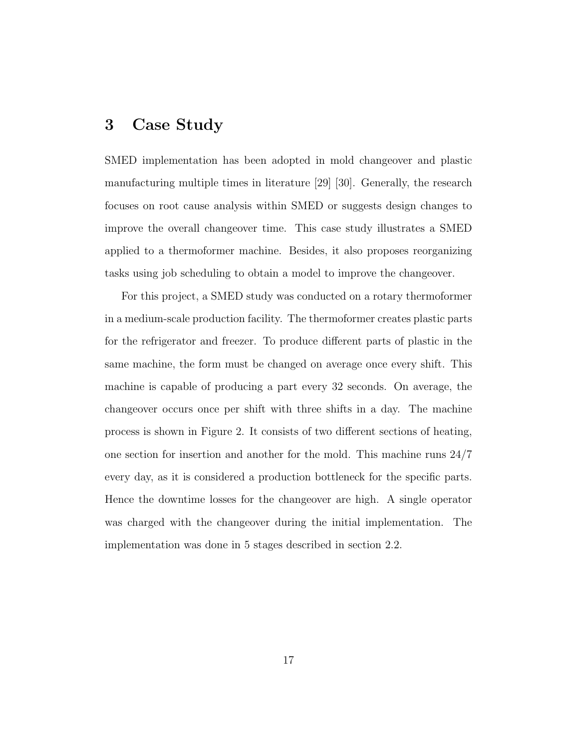# 3 Case Study

SMED implementation has been adopted in mold changeover and plastic manufacturing multiple times in literature [29] [30]. Generally, the research focuses on root cause analysis within SMED or suggests design changes to improve the overall changeover time. This case study illustrates a SMED applied to a thermoformer machine. Besides, it also proposes reorganizing tasks using job scheduling to obtain a model to improve the changeover.

For this project, a SMED study was conducted on a rotary thermoformer in a medium-scale production facility. The thermoformer creates plastic parts for the refrigerator and freezer. To produce different parts of plastic in the same machine, the form must be changed on average once every shift. This machine is capable of producing a part every 32 seconds. On average, the changeover occurs once per shift with three shifts in a day. The machine process is shown in Figure 2. It consists of two different sections of heating, one section for insertion and another for the mold. This machine runs 24/7 every day, as it is considered a production bottleneck for the specific parts. Hence the downtime losses for the changeover are high. A single operator was charged with the changeover during the initial implementation. The implementation was done in 5 stages described in section 2.2.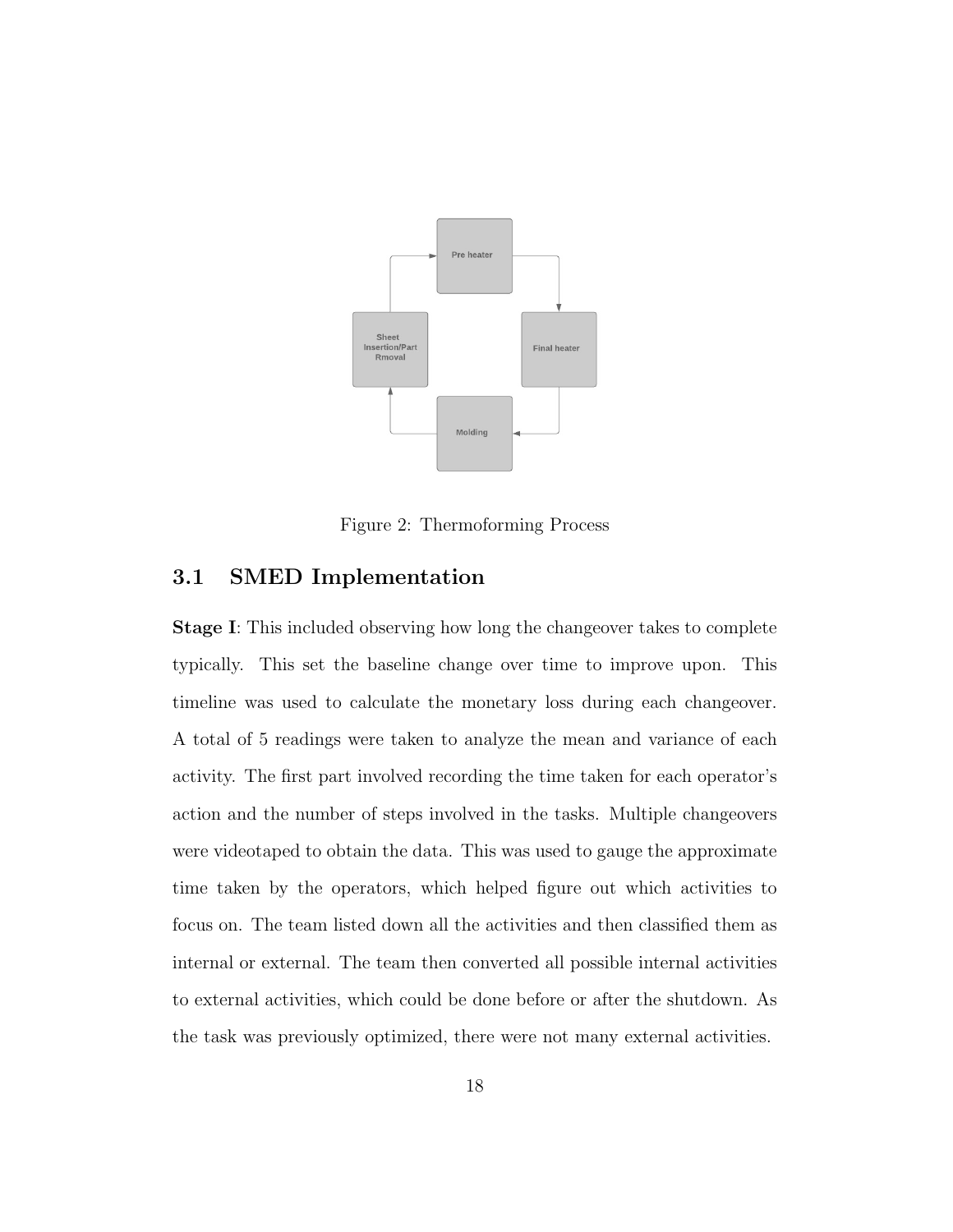Figure 2: Thermoforming Process

## 3.1 SMED Implementation

**Stage I**: This included observing how long the changeover takes to complete typically. This set the baseline change over time to improve upon. This timeline was used to calculate the monetary loss during each changeover. A total of 5 readings were taken to analyze the mean and variance of each activity. The first part involved recording the time taken for each operator's action and the number of steps involved in the tasks. Multiple changeovers were videotaped to obtain the data. This was used to gauge the approximate time taken by the operators, which helped figure out which activities to focus on. The team listed down all the activities and then classified them as internal or external. The team then converted all possible internal activities to external activities, which could be done before or after the shutdown. As the task was previously optimized, there were not many external activities.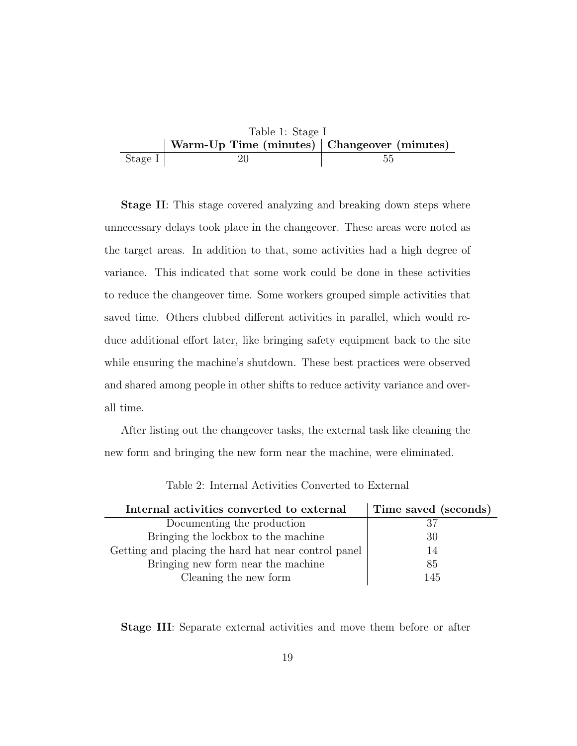Table 1: Stage I

| | Warm-Up Time (minutes) | Changeover (minutes) |
|---|---|---|
| Stage I | 20 | 55 |

**Stage II**: This stage covered analyzing and breaking down steps where unnecessary delays took place in the changeover. These areas were noted as the target areas. In addition to that, some activities had a high degree of variance. This indicated that some work could be done in these activities to reduce the changeover time. Some workers grouped simple activities that saved time. Others clubbed different activities in parallel, which would reduce additional effort later, like bringing safety equipment back to the site while ensuring the machine's shutdown. These best practices were observed and shared among people in other shifts to reduce activity variance and overall time.

After listing out the changeover tasks, the external task like cleaning the new form and bringing the new form near the machine, were eliminated.

Table 2: Internal Activities Converted to External

| Internal activities converted to external | Time saved (seconds) |
|---|---|
| Documenting the production | 37 |
| Bringing the lockbox to the machine | 30 |
| Getting and placing the hard hat near control panel | 14 |
| Bringing new form near the machine | 85 |
| Cleaning the new form | 145 |

**Stage III**: Separate external activities and move them before or after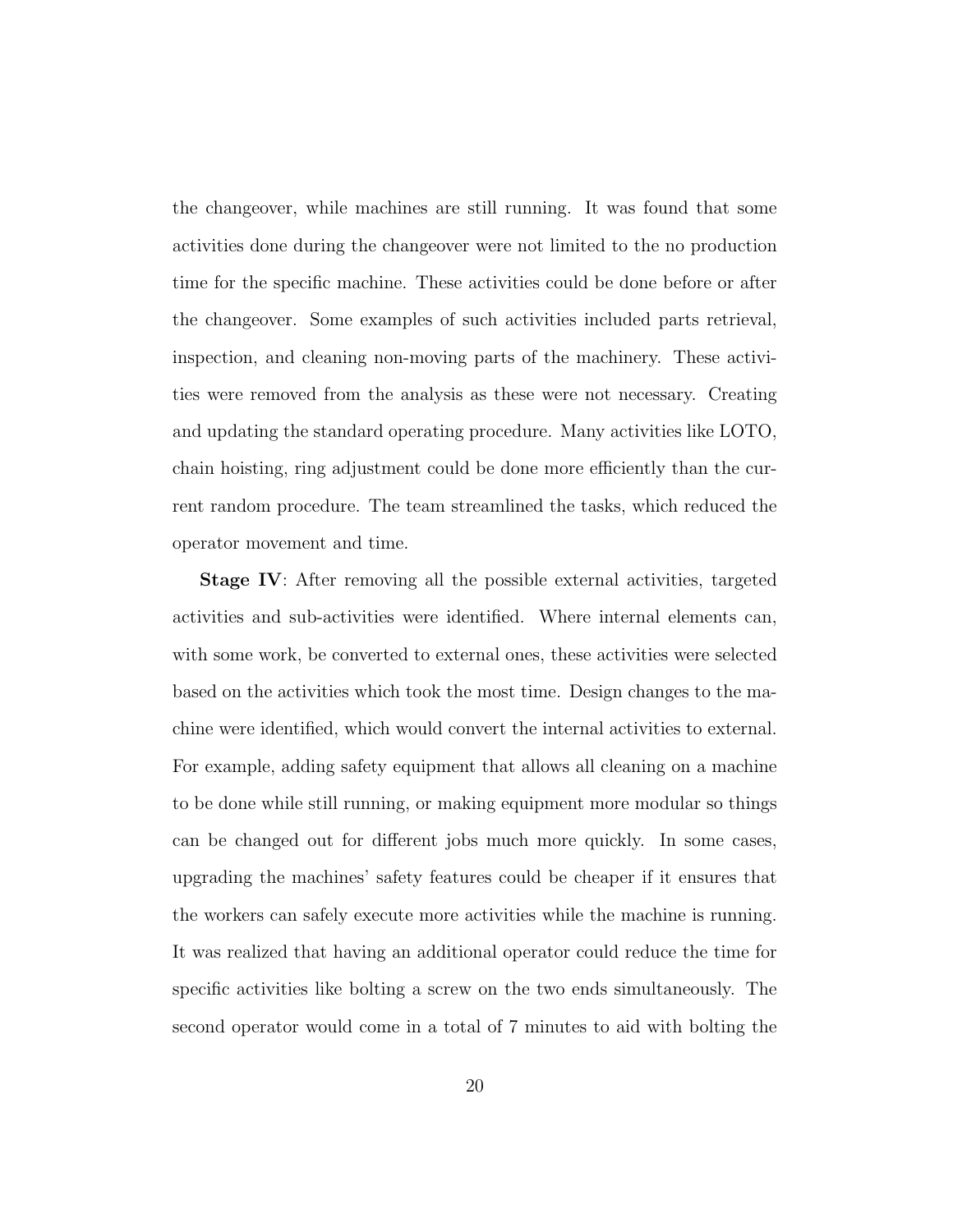the changeover, while machines are still running. It was found that some activities done during the changeover were not limited to the no production time for the specific machine. These activities could be done before or after the changeover. Some examples of such activities included parts retrieval, inspection, and cleaning non-moving parts of the machinery. These activities were removed from the analysis as these were not necessary. Creating and updating the standard operating procedure. Many activities like LOTO, chain hoisting, ring adjustment could be done more efficiently than the current random procedure. The team streamlined the tasks, which reduced the operator movement and time.

**Stage IV**: After removing all the possible external activities, targeted activities and sub-activities were identified. Where internal elements can, with some work, be converted to external ones, these activities were selected based on the activities which took the most time. Design changes to the machine were identified, which would convert the internal activities to external. For example, adding safety equipment that allows all cleaning on a machine to be done while still running, or making equipment more modular so things can be changed out for different jobs much more quickly. In some cases, upgrading the machines' safety features could be cheaper if it ensures that the workers can safely execute more activities while the machine is running. It was realized that having an additional operator could reduce the time for specific activities like bolting a screw on the two ends simultaneously. The second operator would come in a total of 7 minutes to aid with bolting the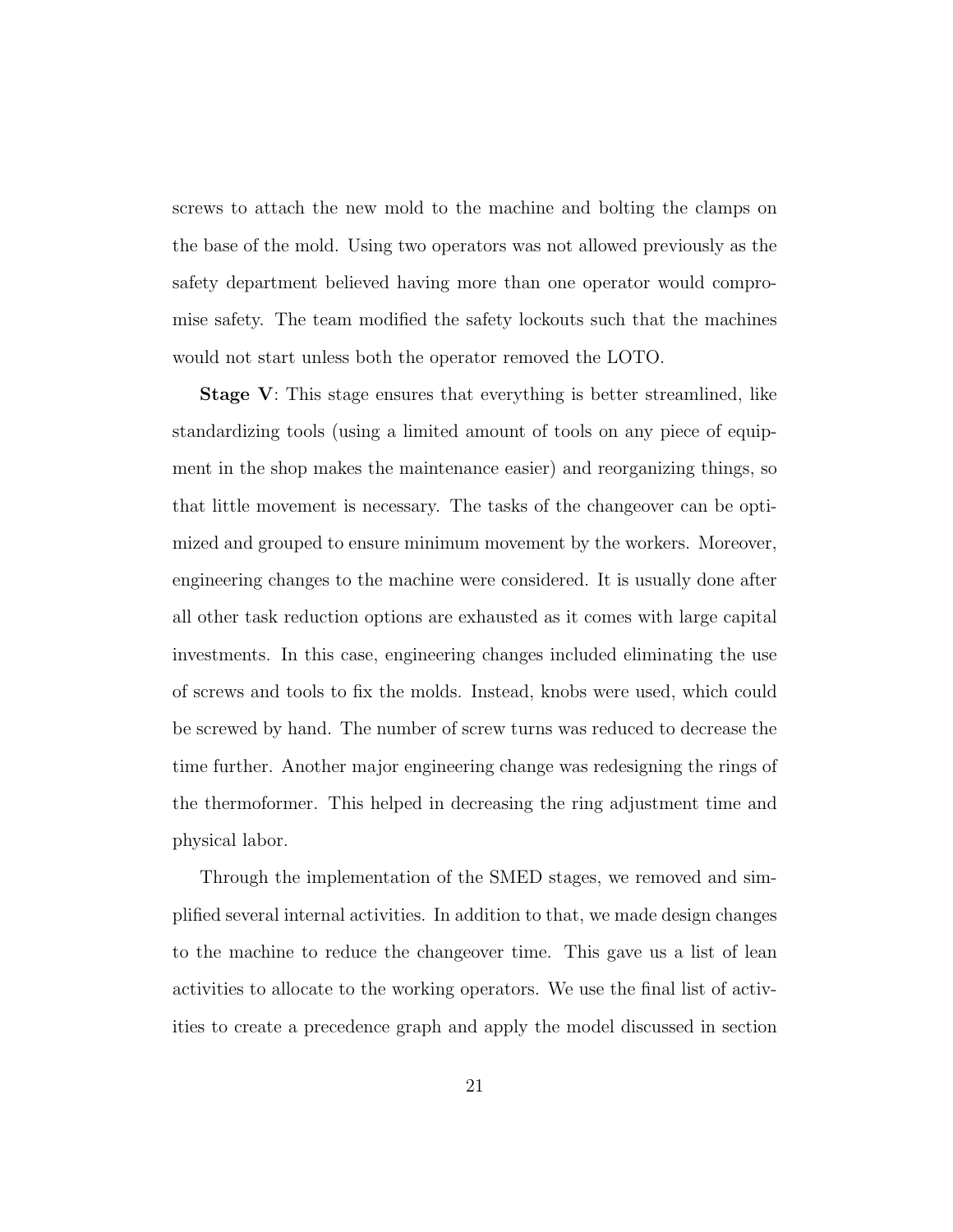screws to attach the new mold to the machine and bolting the clamps on the base of the mold. Using two operators was not allowed previously as the safety department believed having more than one operator would compromise safety. The team modified the safety lockouts such that the machines would not start unless both the operator removed the LOTO.

**Stage V**: This stage ensures that everything is better streamlined, like standardizing tools (using a limited amount of tools on any piece of equipment in the shop makes the maintenance easier) and reorganizing things, so that little movement is necessary. The tasks of the changeover can be optimized and grouped to ensure minimum movement by the workers. Moreover, engineering changes to the machine were considered. It is usually done after all other task reduction options are exhausted as it comes with large capital investments. In this case, engineering changes included eliminating the use of screws and tools to fix the molds. Instead, knobs were used, which could be screwed by hand. The number of screw turns was reduced to decrease the time further. Another major engineering change was redesigning the rings of the thermoformer. This helped in decreasing the ring adjustment time and physical labor.

Through the implementation of the SMED stages, we removed and simplified several internal activities. In addition to that, we made design changes to the machine to reduce the changeover time. This gave us a list of lean activities to allocate to the working operators. We use the final list of activities to create a precedence graph and apply the model discussed in section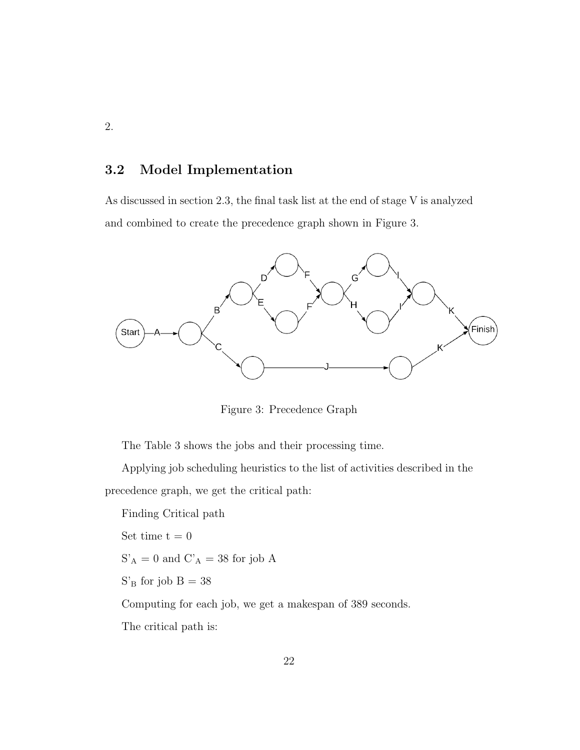2.

## 3.2 Model Implementation

As discussed in section 2.3, the final task list at the end of stage V is analyzed and combined to create the precedence graph shown in Figure 3.

Figure 3: Precedence Graph

The Table 3 shows the jobs and their processing time.

Applying job scheduling heuristics to the list of activities described in the precedence graph, we get the critical path:

Finding Critical path

Set time t = 0

$S'_A = 0$ and $C'_A = 38$ for job A

$S'_B$ for job B = 38

Computing for each job, we get a makespan of 389 seconds.

The critical path is: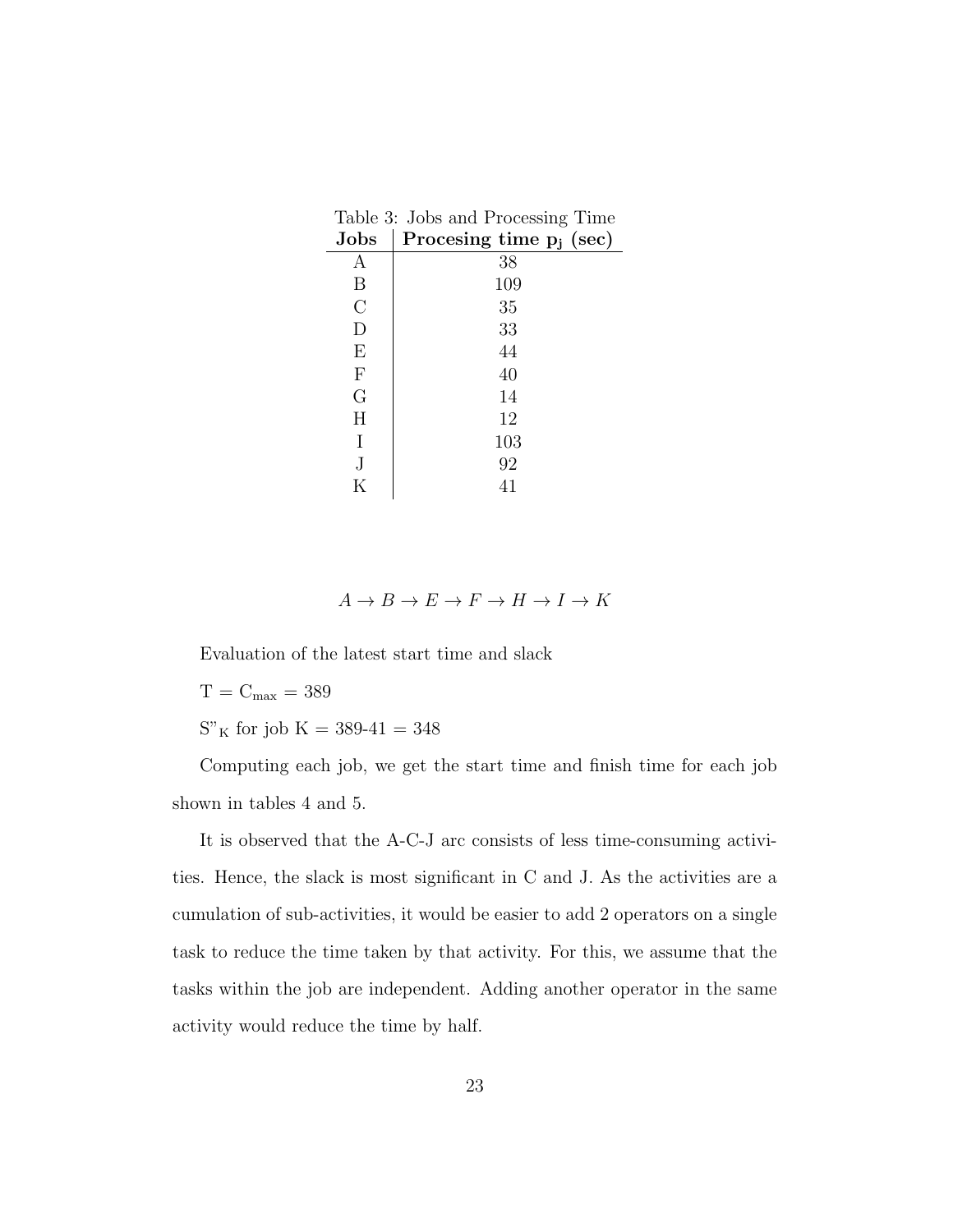Table 3: Jobs and Processing Time

| Jobs | Procesing time $p_j$ (sec) |
|---|---|
| A | 38 |
| B | 109 |
| C | 35 |
| D | 33 |
| E | 44 |
| F | 40 |
| G | 14 |
| H | 12 |
| I | 103 |
| J | 92 |
| K | 41 |

$$A \rightarrow B \rightarrow E \rightarrow F \rightarrow H \rightarrow I \rightarrow K$$

Evaluation of the latest start time and slack

$T = C_{max} = 389$

$S"_K$ for job K = 389-41 = 348

Computing each job, we get the start time and finish time for each job shown in tables 4 and 5.

It is observed that the A-C-J arc consists of less time-consuming activities. Hence, the slack is most significant in C and J. As the activities are a cumulation of sub-activities, it would be easier to add 2 operators on a single task to reduce the time taken by that activity. For this, we assume that the tasks within the job are independent. Adding another operator in the same activity would reduce the time by half.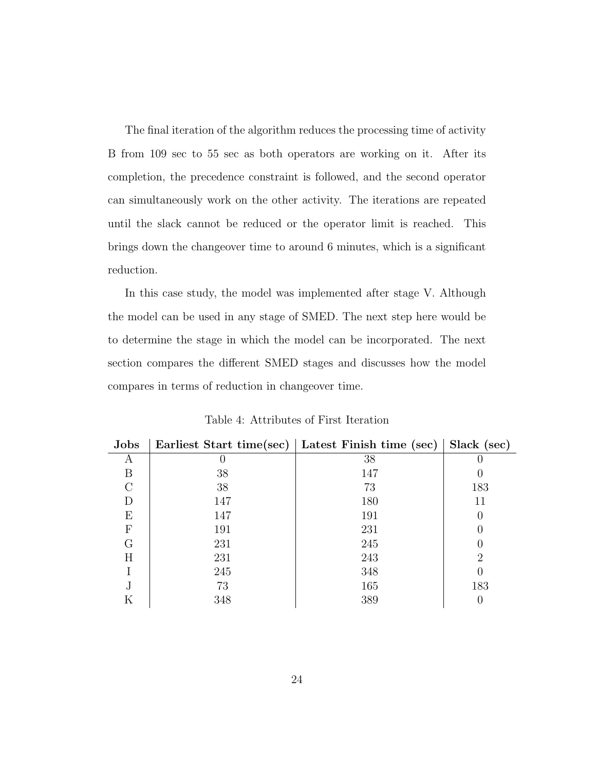The final iteration of the algorithm reduces the processing time of activity B from 109 sec to 55 sec as both operators are working on it. After its completion, the precedence constraint is followed, and the second operator can simultaneously work on the other activity. The iterations are repeated until the slack cannot be reduced or the operator limit is reached. This brings down the changeover time to around 6 minutes, which is a significant reduction.

In this case study, the model was implemented after stage V. Although the model can be used in any stage of SMED. The next step here would be to determine the stage in which the model can be incorporated. The next section compares the different SMED stages and discusses how the model compares in terms of reduction in changeover time.

Table 4: Attributes of First Iteration

| Jobs | Earliest Start time(sec) | Latest Finish time (sec) | Slack (sec) |
|---|---|---|---|
| A | 0 | 38 | 0 |
| B | 38 | 147 | 0 |
| C | 38 | 73 | 183 |
| D | 147 | 180 | 11 |
| E | 147 | 191 | 0 |
| F | 191 | 231 | 0 |
| G | 231 | 245 | 0 |
| H | 231 | 243 | 2 |
| I | 245 | 348 | 0 |
| J | 73 | 165 | 183 |
| K | 348 | 389 | 0 |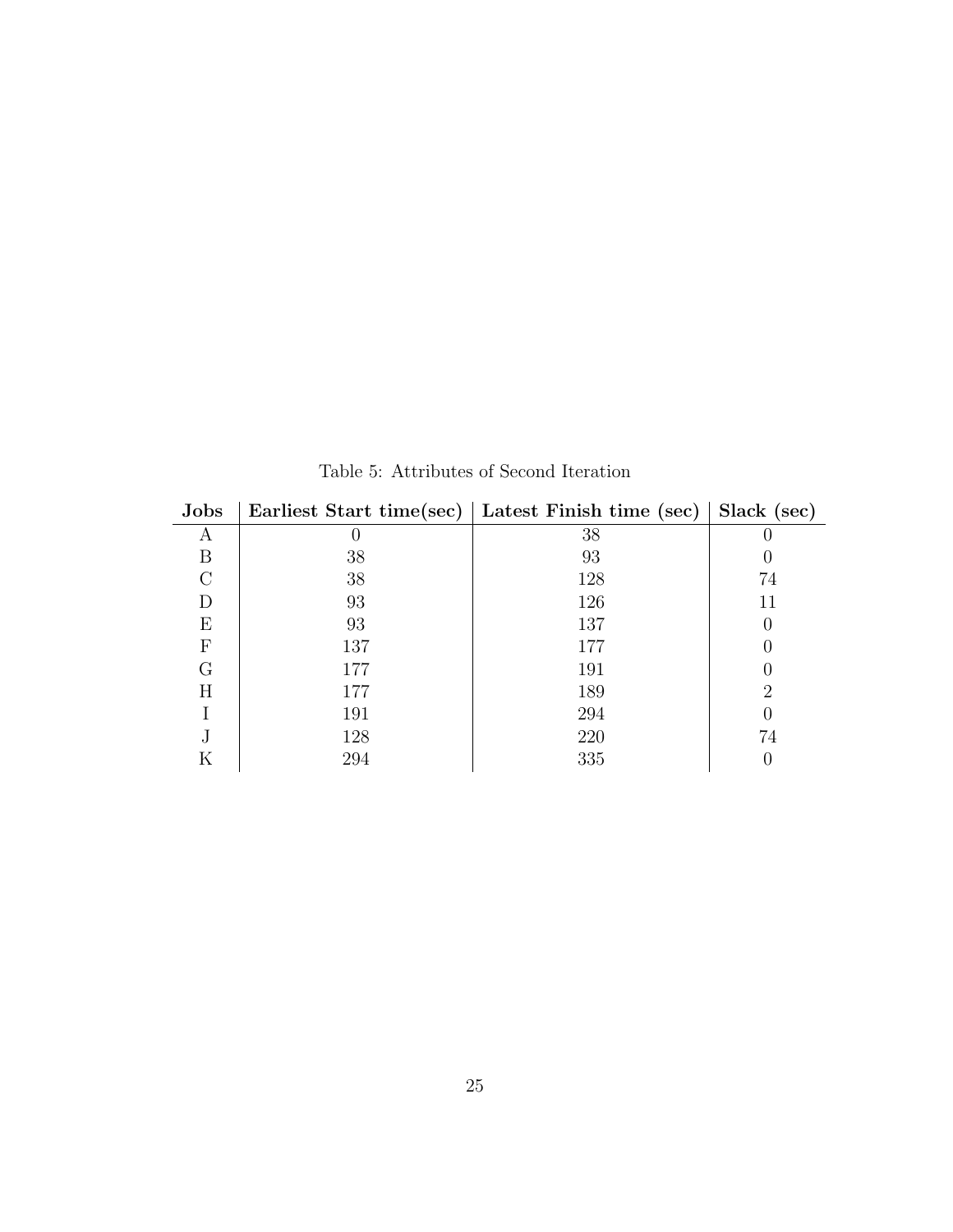Table 5: Attributes of Second Iteration

| **Jobs** | **Earliest Start time(sec)** | **Latest Finish time (sec)** | **Slack (sec)** |
|---|---|---|---|
| A | 0 | 38 | 0 |
| B | 38 | 93 | 0 |
| C | 38 | 128 | 74 |
| D | 93 | 126 | 11 |
| E | 93 | 137 | 0 |
| F | 137 | 177 | 0 |
| G | 177 | 191 | 0 |
| H | 177 | 189 | 2 |
| I | 191 | 294 | 0 |
| J | 128 | 220 | 74 |
| K | 294 | 335 | 0 |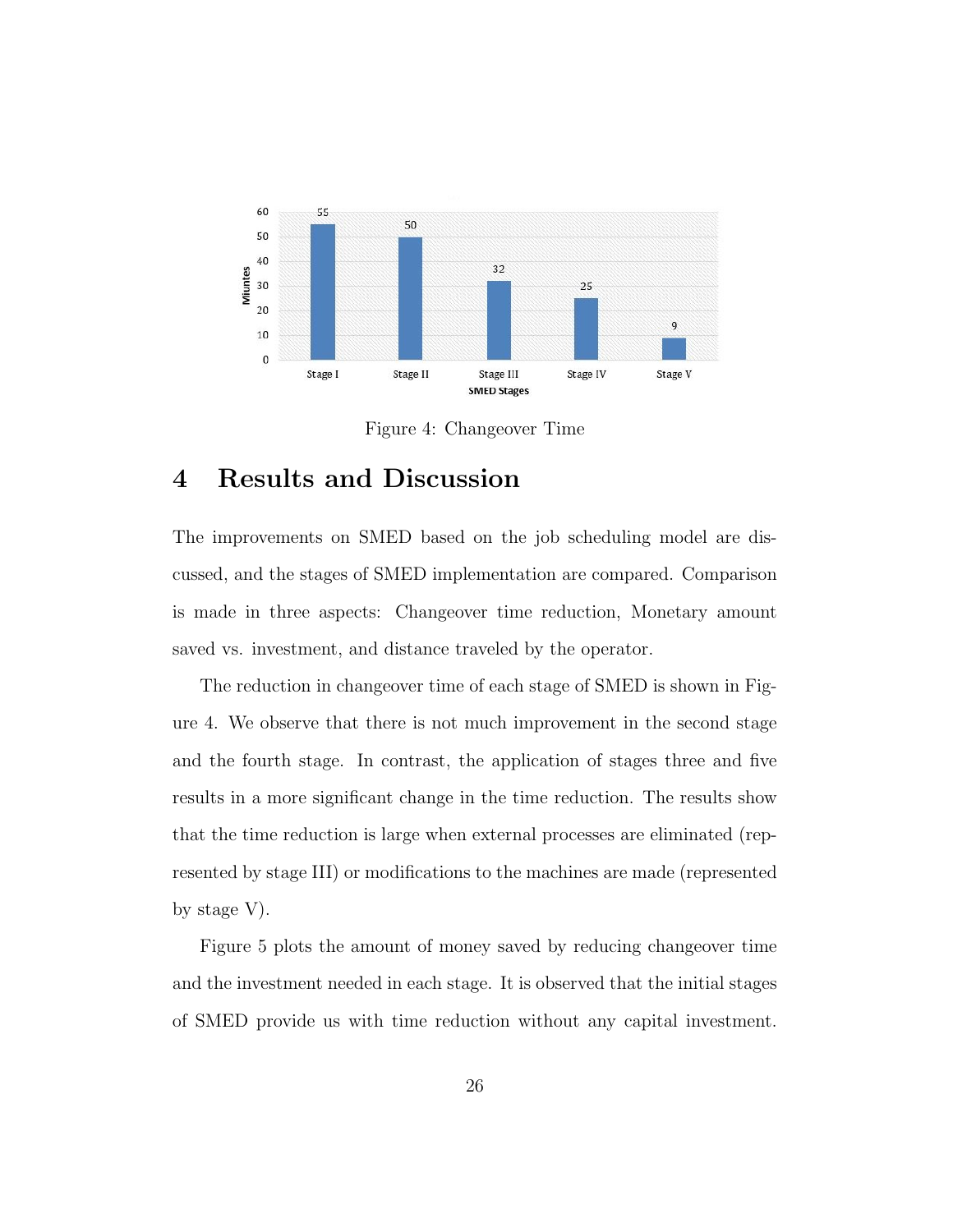Figure 4: Changeover Time

# 4 Results and Discussion

The improvements on SMED based on the job scheduling model are discussed, and the stages of SMED implementation are compared. Comparison is made in three aspects: Changeover time reduction, Monetary amount saved vs. investment, and distance traveled by the operator.

The reduction in changeover time of each stage of SMED is shown in Figure 4. We observe that there is not much improvement in the second stage and the fourth stage. In contrast, the application of stages three and five results in a more significant change in the time reduction. The results show that the time reduction is large when external processes are eliminated (represented by stage III) or modifications to the machines are made (represented by stage V).

Figure 5 plots the amount of money saved by reducing changeover time and the investment needed in each stage. It is observed that the initial stages of SMED provide us with time reduction without any capital investment.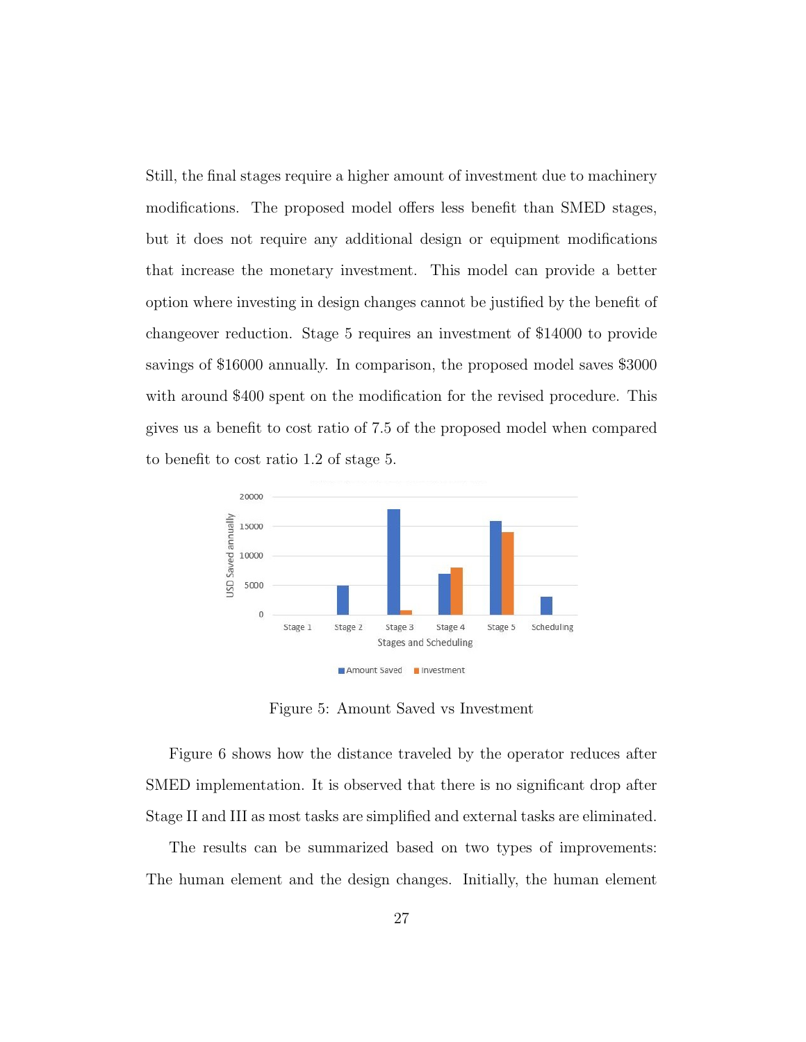Still, the final stages require a higher amount of investment due to machinery modifications. The proposed model offers less benefit than SMED stages, but it does not require any additional design or equipment modifications that increase the monetary investment. This model can provide a better option where investing in design changes cannot be justified by the benefit of changeover reduction. Stage 5 requires an investment of $14000 to provide savings of $16000 annually. In comparison, the proposed model saves $3000 with around $400 spent on the modification for the revised procedure. This gives us a benefit to cost ratio of 7.5 of the proposed model when compared to benefit to cost ratio 1.2 of stage 5.

Figure 5: Amount Saved vs Investment

Figure 6 shows how the distance traveled by the operator reduces after SMED implementation. It is observed that there is no significant drop after Stage II and III as most tasks are simplified and external tasks are eliminated.

The results can be summarized based on two types of improvements: The human element and the design changes. Initially, the human element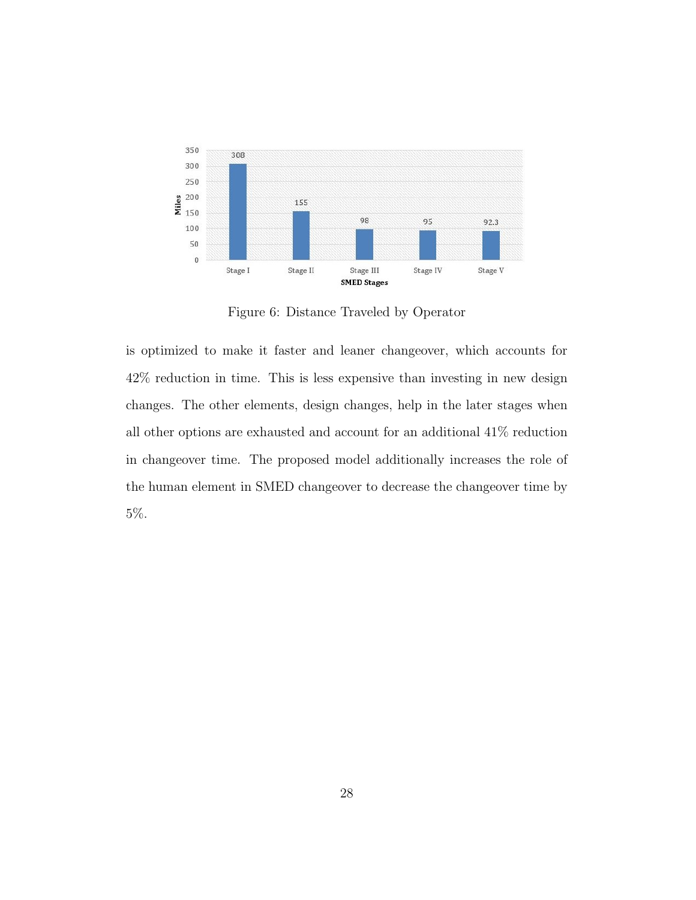Figure 6: Distance Traveled by Operator

is optimized to make it faster and leaner changeover, which accounts for 42% reduction in time. This is less expensive than investing in new design changes. The other elements, design changes, help in the later stages when all other options are exhausted and account for an additional 41% reduction in changeover time. The proposed model additionally increases the role of the human element in SMED changeover to decrease the changeover time by 5%.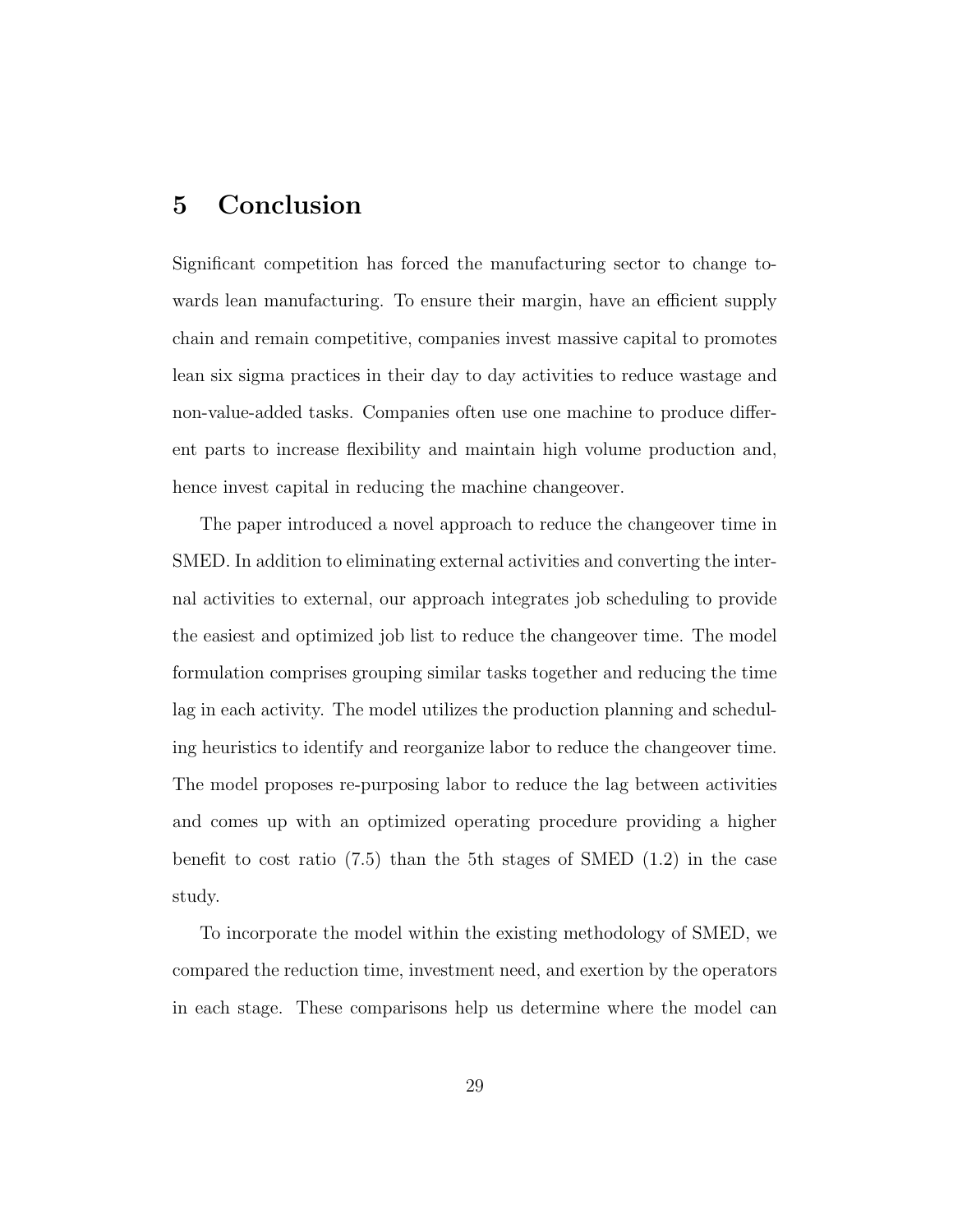# 5 Conclusion

Significant competition has forced the manufacturing sector to change towards lean manufacturing. To ensure their margin, have an efficient supply chain and remain competitive, companies invest massive capital to promotes lean six sigma practices in their day to day activities to reduce wastage and non-value-added tasks. Companies often use one machine to produce different parts to increase flexibility and maintain high volume production and, hence invest capital in reducing the machine changeover.

The paper introduced a novel approach to reduce the changeover time in SMED. In addition to eliminating external activities and converting the internal activities to external, our approach integrates job scheduling to provide the easiest and optimized job list to reduce the changeover time. The model formulation comprises grouping similar tasks together and reducing the time lag in each activity. The model utilizes the production planning and scheduling heuristics to identify and reorganize labor to reduce the changeover time. The model proposes re-purposing labor to reduce the lag between activities and comes up with an optimized operating procedure providing a higher benefit to cost ratio (7.5) than the 5th stages of SMED (1.2) in the case study.

To incorporate the model within the existing methodology of SMED, we compared the reduction time, investment need, and exertion by the operators in each stage. These comparisons help us determine where the model can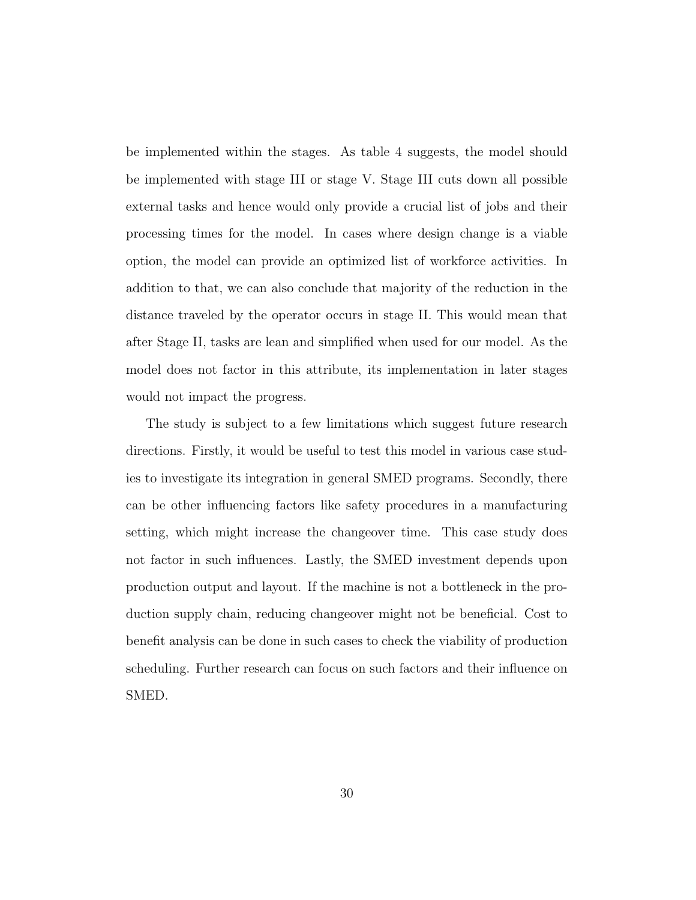be implemented within the stages. As table 4 suggests, the model should be implemented with stage III or stage V. Stage III cuts down all possible external tasks and hence would only provide a crucial list of jobs and their processing times for the model. In cases where design change is a viable option, the model can provide an optimized list of workforce activities. In addition to that, we can also conclude that majority of the reduction in the distance traveled by the operator occurs in stage II. This would mean that after Stage II, tasks are lean and simplified when used for our model. As the model does not factor in this attribute, its implementation in later stages would not impact the progress.

The study is subject to a few limitations which suggest future research directions. Firstly, it would be useful to test this model in various case studies to investigate its integration in general SMED programs. Secondly, there can be other influencing factors like safety procedures in a manufacturing setting, which might increase the changeover time. This case study does not factor in such influences. Lastly, the SMED investment depends upon production output and layout. If the machine is not a bottleneck in the production supply chain, reducing changeover might not be beneficial. Cost to benefit analysis can be done in such cases to check the viability of production scheduling. Further research can focus on such factors and their influence on SMED.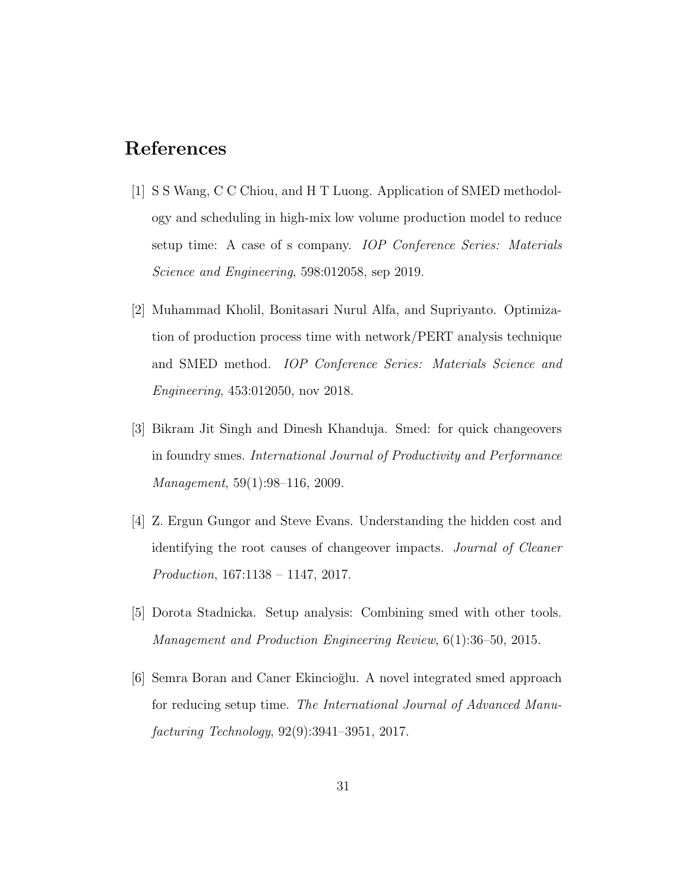# References

[1] S S Wang, C C Chiou, and H T Luong. Application of SMED methodology and scheduling in high-mix low volume production model to reduce setup time: A case of s company. *IOP Conference Series: Materials Science and Engineering*, 598:012058, sep 2019.

[2] Muhammad Kholil, Bonitasari Nurul Alfa, and Supriyanto. Optimization of production process time with network/PERT analysis technique and SMED method. *IOP Conference Series: Materials Science and Engineering*, 453:012050, nov 2018.

[3] Bikram Jit Singh and Dinesh Khanduja. Smed: for quick changeovers in foundry smes. *International Journal of Productivity and Performance Management*, 59(1):98–116, 2009.

[4] Z. Ergun Gungor and Steve Evans. Understanding the hidden cost and identifying the root causes of changeover impacts. *Journal of Cleaner Production*, 167:1138 – 1147, 2017.

[5] Dorota Stadnicka. Setup analysis: Combining smed with other tools. *Management and Production Engineering Review*, 6(1):36–50, 2015.

[6] Semra Boran and Caner Ekincioğlu. A novel integrated smed approach for reducing setup time. *The International Journal of Advanced Manufacturing Technology*, 92(9):3941–3951, 2017.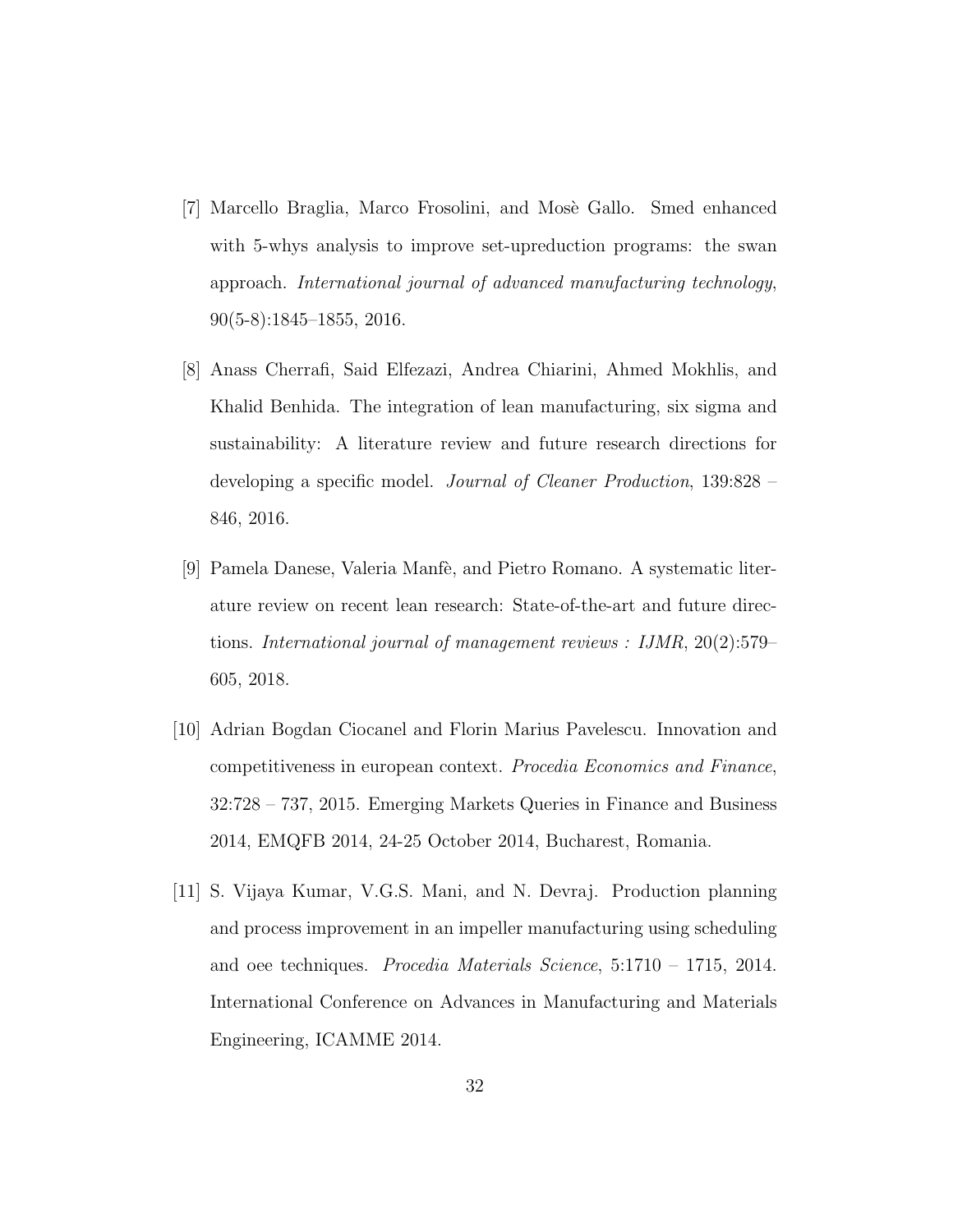[7] Marcello Braglia, Marco Frosolini, and Mosè Gallo. Smed enhanced with 5-whys analysis to improve set-upreduction programs: the swan approach. *International journal of advanced manufacturing technology*, 90(5-8):1845–1855, 2016.

[8] Anass Cherrafi, Said Elfezazi, Andrea Chiarini, Ahmed Mokhlis, and Khalid Benhida. The integration of lean manufacturing, six sigma and sustainability: A literature review and future research directions for developing a specific model. *Journal of Cleaner Production*, 139:828 – 846, 2016.

[9] Pamela Danese, Valeria Manfè, and Pietro Romano. A systematic literature review on recent lean research: State-of-the-art and future directions. *International journal of management reviews : IJMR*, 20(2):579–605, 2018.

[10] Adrian Bogdan Ciocanel and Florin Marius Pavelescu. Innovation and competitiveness in european context. *Procedia Economics and Finance*, 32:728 – 737, 2015. Emerging Markets Queries in Finance and Business 2014, EMQFB 2014, 24-25 October 2014, Bucharest, Romania.

[11] S. Vijaya Kumar, V.G.S. Mani, and N. Devraj. Production planning and process improvement in an impeller manufacturing using scheduling and oee techniques. *Procedia Materials Science*, 5:1710 – 1715, 2014. International Conference on Advances in Manufacturing and Materials Engineering, ICAMME 2014.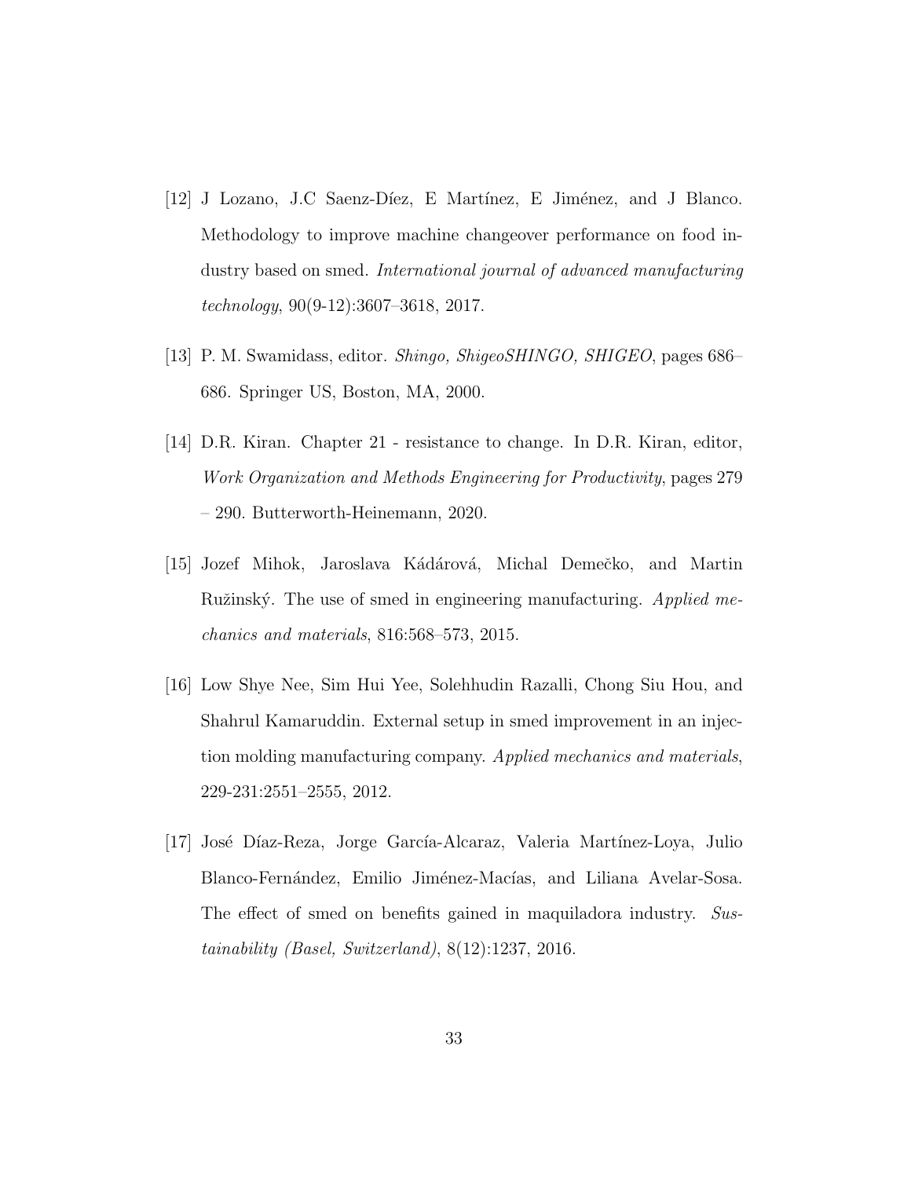[12] J Lozano, J.C Saenz-Díez, E Martínez, E Jiménez, and J Blanco. Methodology to improve machine changeover performance on food industry based on smed. *International journal of advanced manufacturing technology*, 90(9-12):3607–3618, 2017.

[13] P. M. Swamidass, editor. *Shingo, ShigeoSHINGO, SHIGEO*, pages 686–686. Springer US, Boston, MA, 2000.

[14] D.R. Kiran. Chapter 21 - resistance to change. In D.R. Kiran, editor, *Work Organization and Methods Engineering for Productivity*, pages 279 – 290. Butterworth-Heinemann, 2020.

[15] Jozef Mihok, Jaroslava Kádárová, Michal Demečko, and Martin Ružinský. The use of smed in engineering manufacturing. *Applied mechanics and materials*, 816:568–573, 2015.

[16] Low Shye Nee, Sim Hui Yee, Solehhudin Razalli, Chong Siu Hou, and Shahrul Kamaruddin. External setup in smed improvement in an injection molding manufacturing company. *Applied mechanics and materials*, 229-231:2551–2555, 2012.

[17] José Díaz-Reza, Jorge García-Alcaraz, Valeria Martínez-Loya, Julio Blanco-Fernández, Emilio Jiménez-Macías, and Liliana Avelar-Sosa. The effect of smed on benefits gained in maquiladora industry. *Sustainability (Basel, Switzerland)*, 8(12):1237, 2016.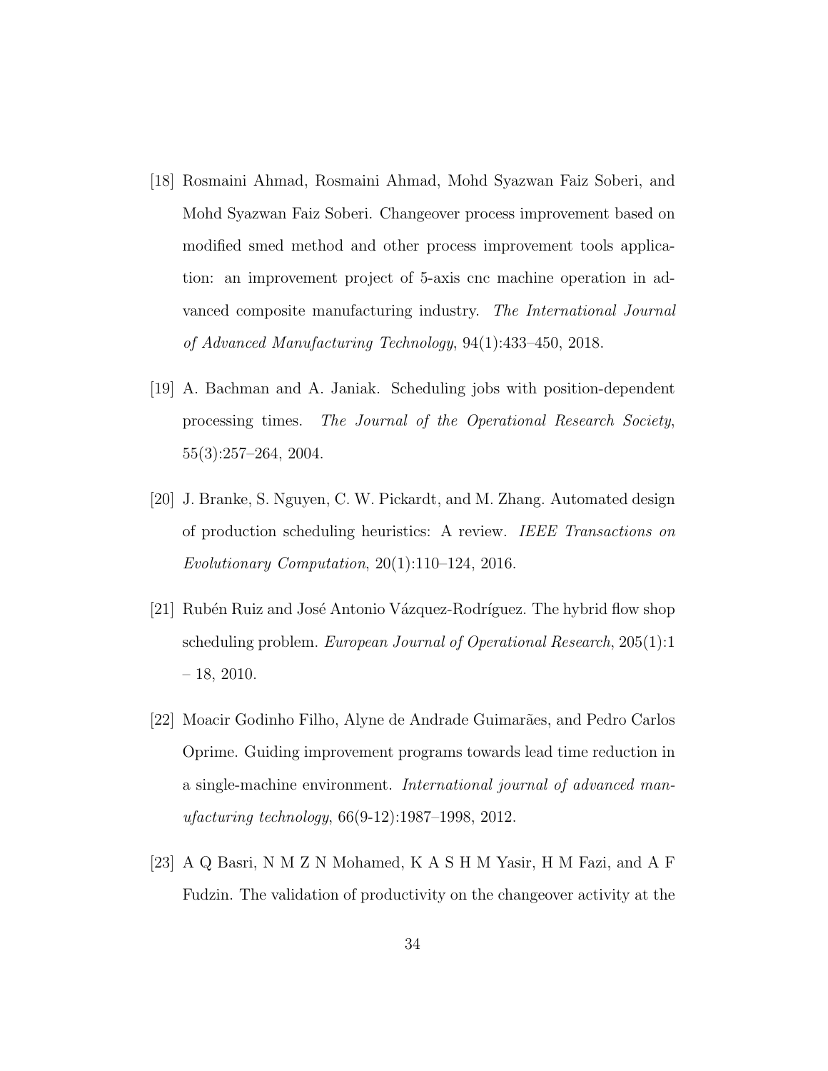[18] Rosmaini Ahmad, Rosmaini Ahmad, Mohd Syazwan Faiz Soberi, and Mohd Syazwan Faiz Soberi. Changeover process improvement based on modified smed method and other process improvement tools application: an improvement project of 5-axis cnc machine operation in advanced composite manufacturing industry. *The International Journal of Advanced Manufacturing Technology*, 94(1):433–450, 2018.

[19] A. Bachman and A. Janiak. Scheduling jobs with position-dependent processing times. *The Journal of the Operational Research Society*, 55(3):257–264, 2004.

[20] J. Branke, S. Nguyen, C. W. Pickardt, and M. Zhang. Automated design of production scheduling heuristics: A review. *IEEE Transactions on Evolutionary Computation*, 20(1):110–124, 2016.

[21] Rubén Ruiz and José Antonio Vázquez-Rodríguez. The hybrid flow shop scheduling problem. *European Journal of Operational Research*, 205(1):1 – 18, 2010.

[22] Moacir Godinho Filho, Alyne de Andrade Guimarães, and Pedro Carlos Oprime. Guiding improvement programs towards lead time reduction in a single-machine environment. *International journal of advanced manufacturing technology*, 66(9-12):1987–1998, 2012.

[23] A Q Basri, N M Z N Mohamed, K A S H M Yasir, H M Fazi, and A F Fudzin. The validation of productivity on the changeover activity at the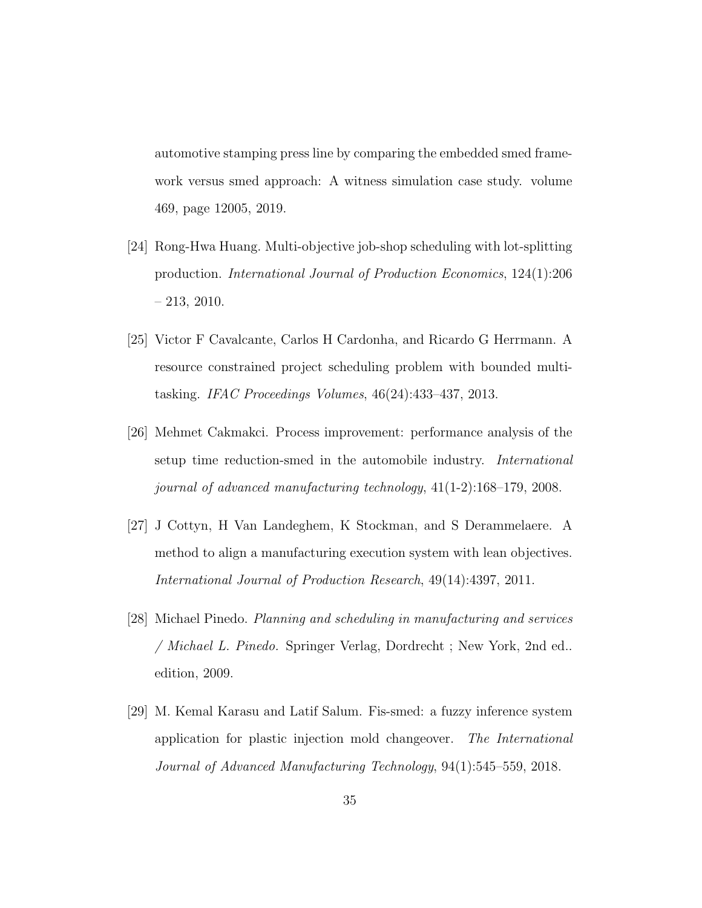automotive stamping press line by comparing the embedded smed framework versus smed approach: A witness simulation case study. volume 469, page 12005, 2019.

[24] Rong-Hwa Huang. Multi-objective job-shop scheduling with lot-splitting production. *International Journal of Production Economics*, 124(1):206 – 213, 2010.

[25] Victor F Cavalcante, Carlos H Cardonha, and Ricardo G Herrmann. A resource constrained project scheduling problem with bounded multitasking. *IFAC Proceedings Volumes*, 46(24):433–437, 2013.

[26] Mehmet Cakmakci. Process improvement: performance analysis of the setup time reduction-smed in the automobile industry. *International journal of advanced manufacturing technology*, 41(1-2):168–179, 2008.

[27] J Cottyn, H Van Landeghem, K Stockman, and S Derammelaere. A method to align a manufacturing execution system with lean objectives. *International Journal of Production Research*, 49(14):4397, 2011.

[28] Michael Pinedo. *Planning and scheduling in manufacturing and services / Michael L. Pinedo.* Springer Verlag, Dordrecht ; New York, 2nd ed.. edition, 2009.

[29] M. Kemal Karasu and Latif Salum. Fis-smed: a fuzzy inference system application for plastic injection mold changeover. *The International Journal of Advanced Manufacturing Technology*, 94(1):545–559, 2018.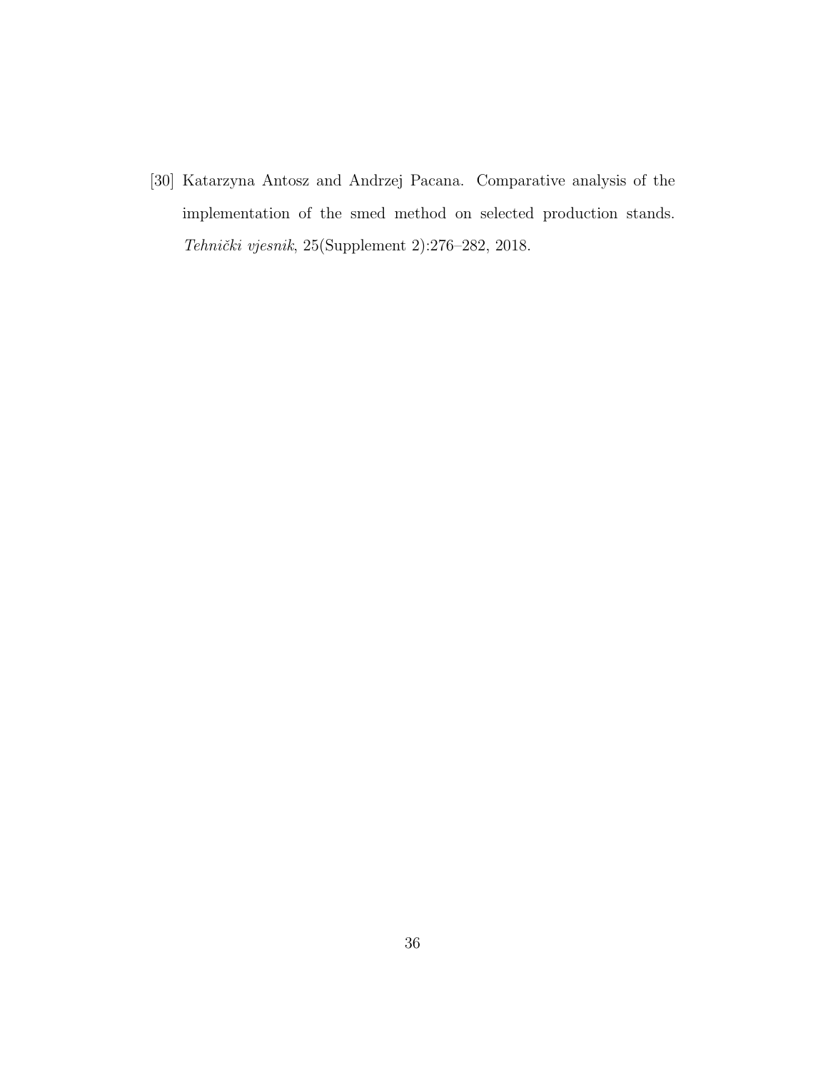[30] Katarzyna Antosz and Andrzej Pacana. Comparative analysis of the implementation of the smed method on selected production stands. *Tehnički vjesnik*, 25(Supplement 2):276–282, 2018.